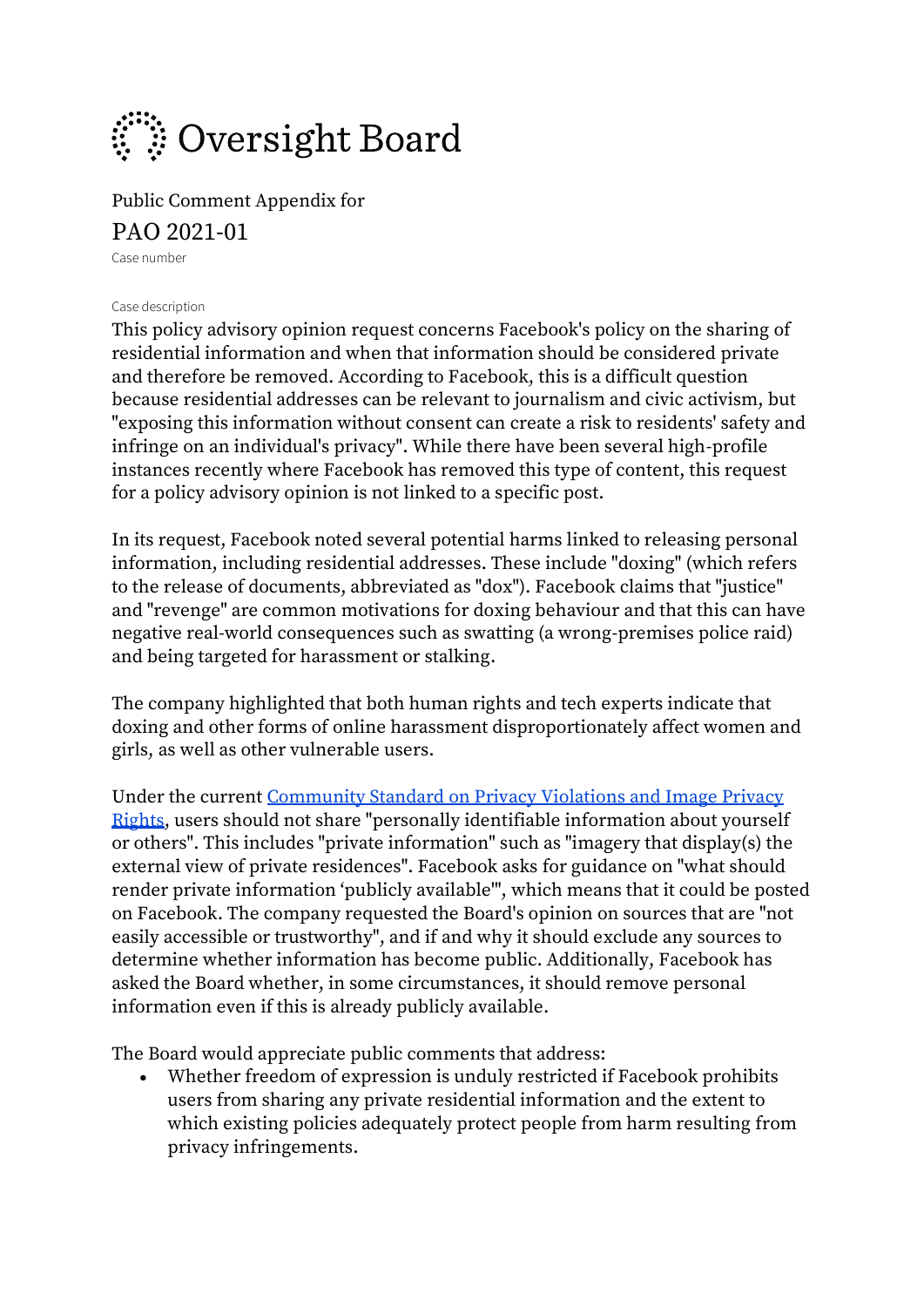# Oversight Board

Public Comment Appendix for

## PAO 2021-01

Case number

Case description

This policy advisory opinion request concerns Facebook's policy on the sharing of residential information and when that information should be considered private and therefore be removed. According to Facebook, this is a difficult question because residential addresses can be relevant to journalism and civic activism, but "exposing this information without consent can create a risk to residents' safety and infringe on an individual's privacy". While there have been several high-profile instances recently where Facebook has removed this type of content, this request for a policy advisory opinion is not linked to a specific post.

In its request, Facebook noted several potential harms linked to releasing personal information, including residential addresses. These include "doxing" (which refers to the release of documents, abbreviated as "dox"). Facebook claims that "justice" and "revenge" are common motivations for doxing behaviour and that this can have negative real-world consequences such as swatting (a wrong-premises police raid) and being targeted for harassment or stalking.

The company highlighted that both human rights and tech experts indicate that doxing and other forms of online harassment disproportionately affect women and girls, as well as other vulnerable users.

Under the current [Community Standard on Privacy Violations and Image Privacy Rights](), users should not share "personally identifiable information about yourself or others". This includes "private information" such as "imagery that display(s) the external view of private residences". Facebook asks for guidance on "what should render private information 'publicly available'", which means that it could be posted on Facebook. The company requested the Board's opinion on sources that are "not easily accessible or trustworthy", and if and why it should exclude any sources to determine whether information has become public. Additionally, Facebook has asked the Board whether, in some circumstances, it should remove personal information even if this is already publicly available.

The Board would appreciate public comments that address:

- Whether freedom of expression is unduly restricted if Facebook prohibits users from sharing any private residential information and the extent to which existing policies adequately protect people from harm resulting from privacy infringements.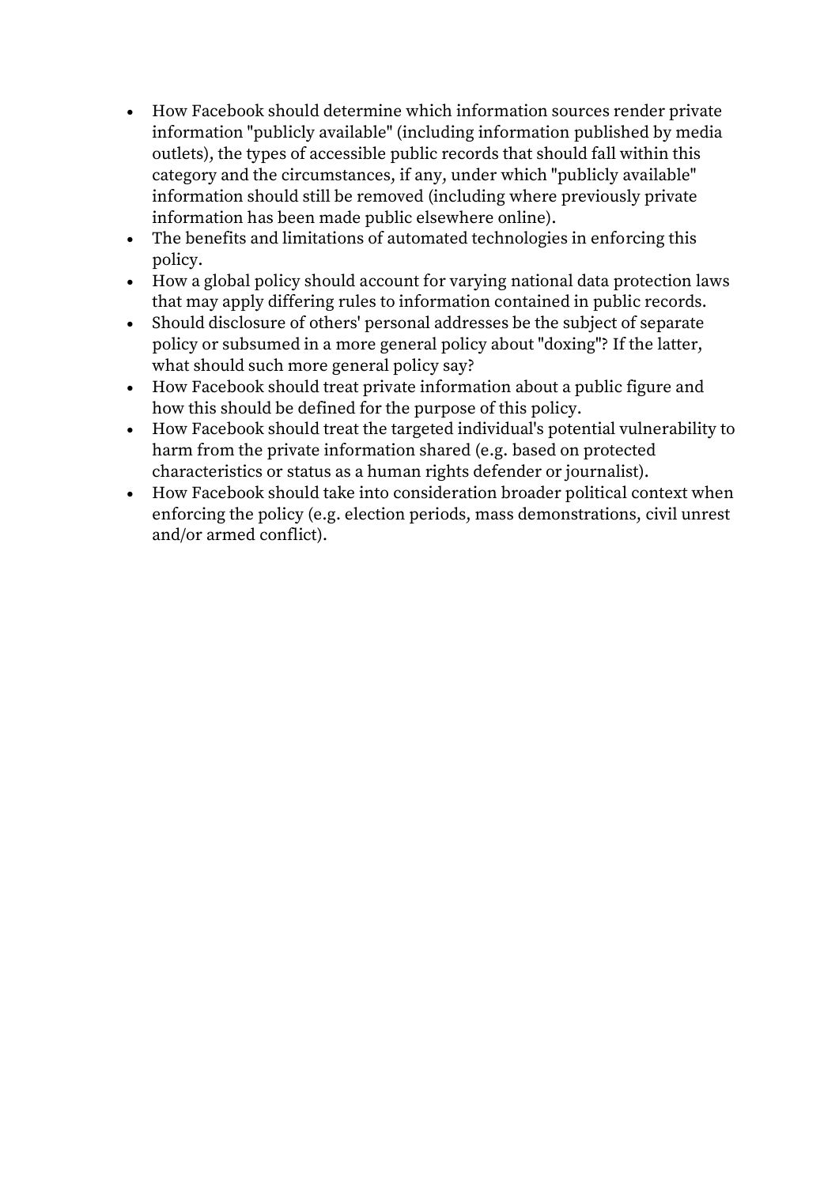- How Facebook should determine which information sources render private information "publicly available" (including information published by media outlets), the types of accessible public records that should fall within this category and the circumstances, if any, under which "publicly available" information should still be removed (including where previously private information has been made public elsewhere online).
- The benefits and limitations of automated technologies in enforcing this policy.
- How a global policy should account for varying national data protection laws that may apply differing rules to information contained in public records.
- Should disclosure of others' personal addresses be the subject of separate policy or subsumed in a more general policy about "doxing"? If the latter, what should such more general policy say?
- How Facebook should treat private information about a public figure and how this should be defined for the purpose of this policy.
- How Facebook should treat the targeted individual's potential vulnerability to harm from the private information shared (e.g. based on protected characteristics or status as a human rights defender or journalist).
- How Facebook should take into consideration broader political context when enforcing the policy (e.g. election periods, mass demonstrations, civil unrest and/or armed conflict).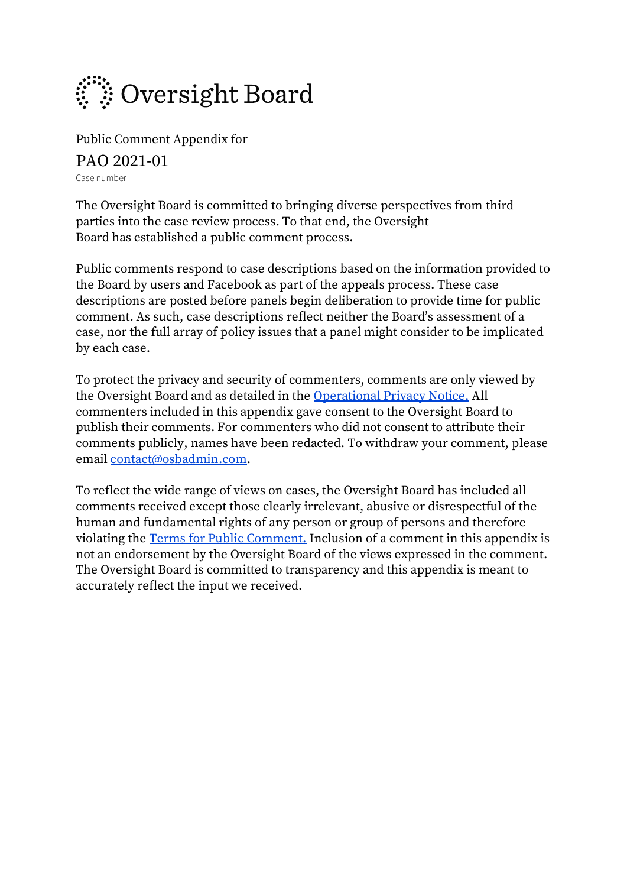# Oversight Board

Public Comment Appendix for

## PAO 2021-01

Case number

The Oversight Board is committed to bringing diverse perspectives from third parties into the case review process. To that end, the Oversight Board has established a public comment process.

Public comments respond to case descriptions based on the information provided to the Board by users and Facebook as part of the appeals process. These case descriptions are posted before panels begin deliberation to provide time for public comment. As such, case descriptions reflect neither the Board's assessment of a case, nor the full array of policy issues that a panel might consider to be implicated by each case.

To protect the privacy and security of commenters, comments are only viewed by the Oversight Board and as detailed in the [Operational Privacy Notice.](https://oversightboard.com) All commenters included in this appendix gave consent to the Oversight Board to publish their comments. For commenters who did not consent to attribute their comments publicly, names have been redacted. To withdraw your comment, please email [contact@osbadmin.com](mailto:contact@osbadmin.com).

To reflect the wide range of views on cases, the Oversight Board has included all comments received except those clearly irrelevant, abusive or disrespectful of the human and fundamental rights of any person or group of persons and therefore violating the [Terms for Public Comment.](https://oversightboard.com) Inclusion of a comment in this appendix is not an endorsement by the Oversight Board of the views expressed in the comment. The Oversight Board is committed to transparency and this appendix is meant to accurately reflect the input we received.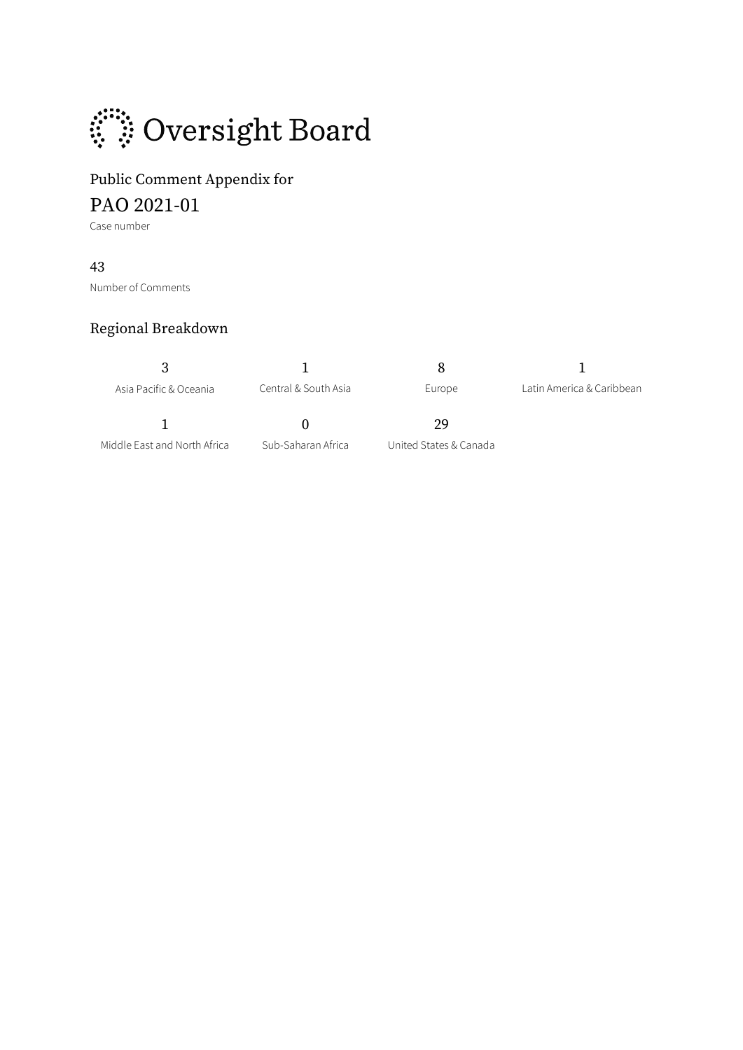# Oversight Board

Public Comment Appendix for

## PAO 2021-01

Case number

43

Number of Comments

### Regional Breakdown

| 3 | 1 | 8 | 1 |
|---|---|---|---|
| Asia Pacific & Oceania | Central & South Asia | Europe | Latin America & Caribbean |
| 1 | 0 | 29 | |
| Middle East and North Africa | Sub-Saharan Africa | United States & Canada | |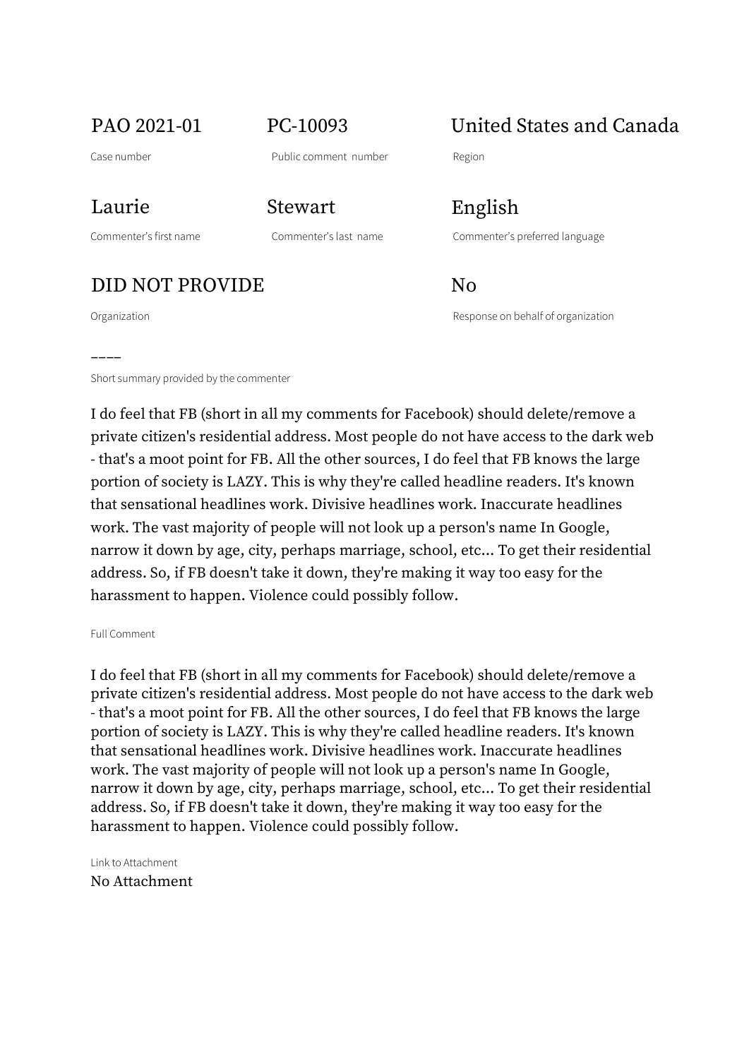| PAO 2021-01 | PC-10093 | United States and Canada |
|---|---|---|
| Case number | Public comment number | Region |
| Laurie | Stewart | English |
| Commenter's first name | Commenter's last name | Commenter's preferred language |
| DID NOT PROVIDE | | No |
| Organization | | Response on behalf of organization |

––––

Short summary provided by the commenter

I do feel that FB (short in all my comments for Facebook) should delete/remove a private citizen's residential address. Most people do not have access to the dark web - that's a moot point for FB. All the other sources, I do feel that FB knows the large portion of society is LAZY. This is why they're called headline readers. It's known that sensational headlines work. Divisive headlines work. Inaccurate headlines work. The vast majority of people will not look up a person's name In Google, narrow it down by age, city, perhaps marriage, school, etc... To get their residential address. So, if FB doesn't take it down, they're making it way too easy for the harassment to happen. Violence could possibly follow.

Full Comment

I do feel that FB (short in all my comments for Facebook) should delete/remove a private citizen's residential address. Most people do not have access to the dark web - that's a moot point for FB. All the other sources, I do feel that FB knows the large portion of society is LAZY. This is why they're called headline readers. It's known that sensational headlines work. Divisive headlines work. Inaccurate headlines work. The vast majority of people will not look up a person's name In Google, narrow it down by age, city, perhaps marriage, school, etc... To get their residential address. So, if FB doesn't take it down, they're making it way too easy for the harassment to happen. Violence could possibly follow.

Link to Attachment

No Attachment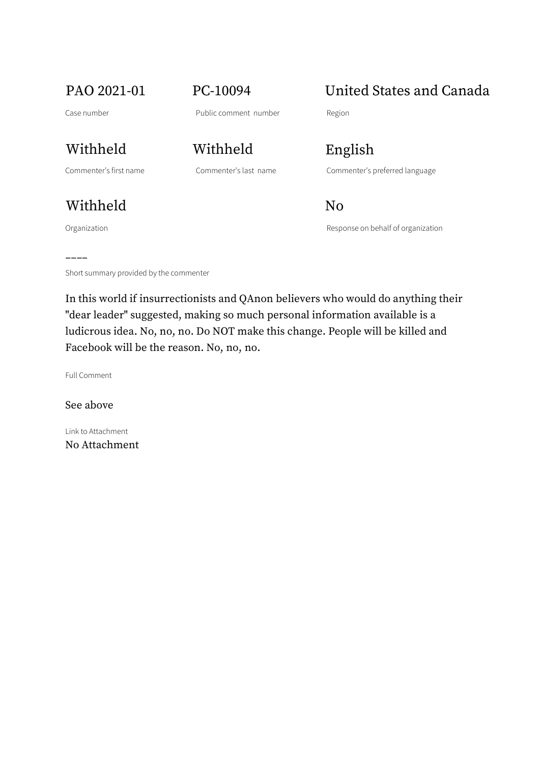| PAO 2021-01 | PC-10094 | United States and Canada |
|---|---|---|
| Case number | Public comment number | Region |
| Withheld | Withheld | English |
| Commenter's first name | Commenter's last name | Commenter's preferred language |
| Withheld | | No |
| Organization | | Response on behalf of organization |

––––

Short summary provided by the commenter

In this world if insurrectionists and QAnon believers who would do anything their "dear leader" suggested, making so much personal information available is a ludicrous idea. No, no, no. Do NOT make this change. People will be killed and Facebook will be the reason. No, no, no.

Full Comment

See above

Link to Attachment

No Attachment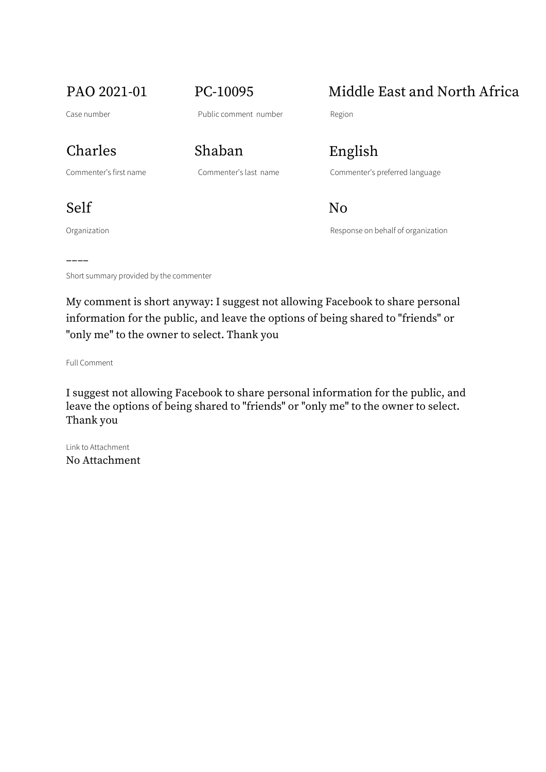PAO 2021-01

Case number

PC-10095

Public comment number

Middle East and North Africa

Region

Charles

Commenter's first name

Shaban

Commenter's last name

English

Commenter's preferred language

Self

Organization

No

Response on behalf of organization

––––

Short summary provided by the commenter

My comment is short anyway: I suggest not allowing Facebook to share personal information for the public, and leave the options of being shared to "friends" or "only me" to the owner to select. Thank you

Full Comment

I suggest not allowing Facebook to share personal information for the public, and leave the options of being shared to "friends" or "only me" to the owner to select. Thank you

Link to Attachment

No Attachment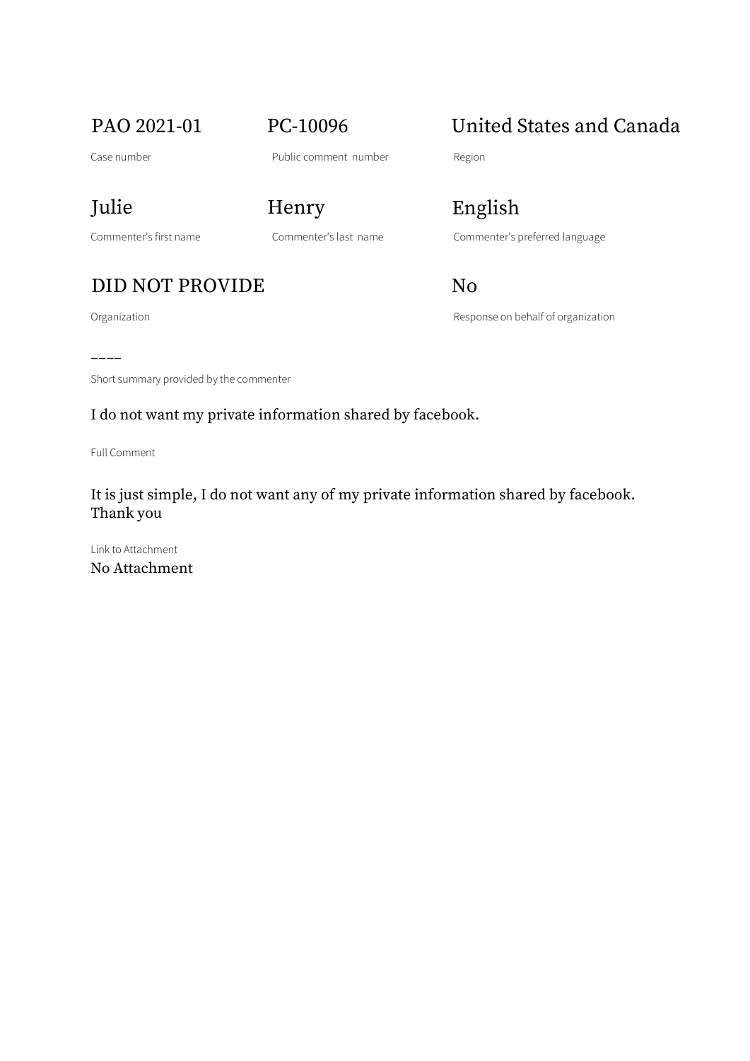PAO 2021-01

Case number

PC-10096

Public comment number

United States and Canada

Region

Julie

Commenter's first name

Henry

Commenter's last name

English

Commenter's preferred language

DID NOT PROVIDE

Organization

No

Response on behalf of organization

----

Short summary provided by the commenter

I do not want my private information shared by facebook.

Full Comment

It is just simple, I do not want any of my private information shared by facebook. Thank you

Link to Attachment

No Attachment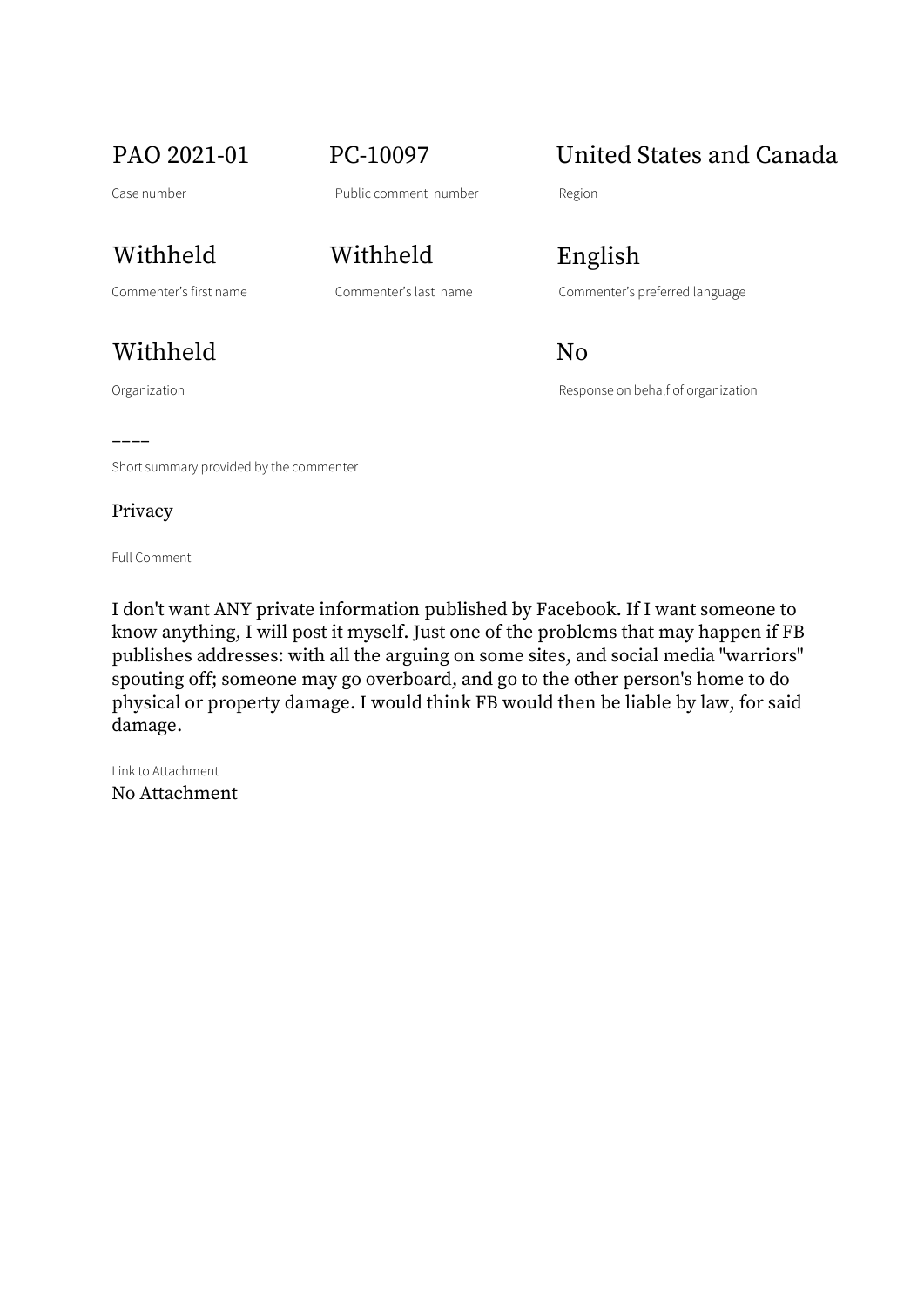PAO 2021-01

Case number

PC-10097

Public comment number

United States and Canada

Region

Withheld

Commenter's first name

Withheld

Commenter's last name

English

Commenter's preferred language

Withheld

Organization

No

Response on behalf of organization

––––

Short summary provided by the commenter

Privacy

Full Comment

I don't want ANY private information published by Facebook. If I want someone to know anything, I will post it myself. Just one of the problems that may happen if FB publishes addresses: with all the arguing on some sites, and social media "warriors" spouting off; someone may go overboard, and go to the other person's home to do physical or property damage. I would think FB would then be liable by law, for said damage.

Link to Attachment

No Attachment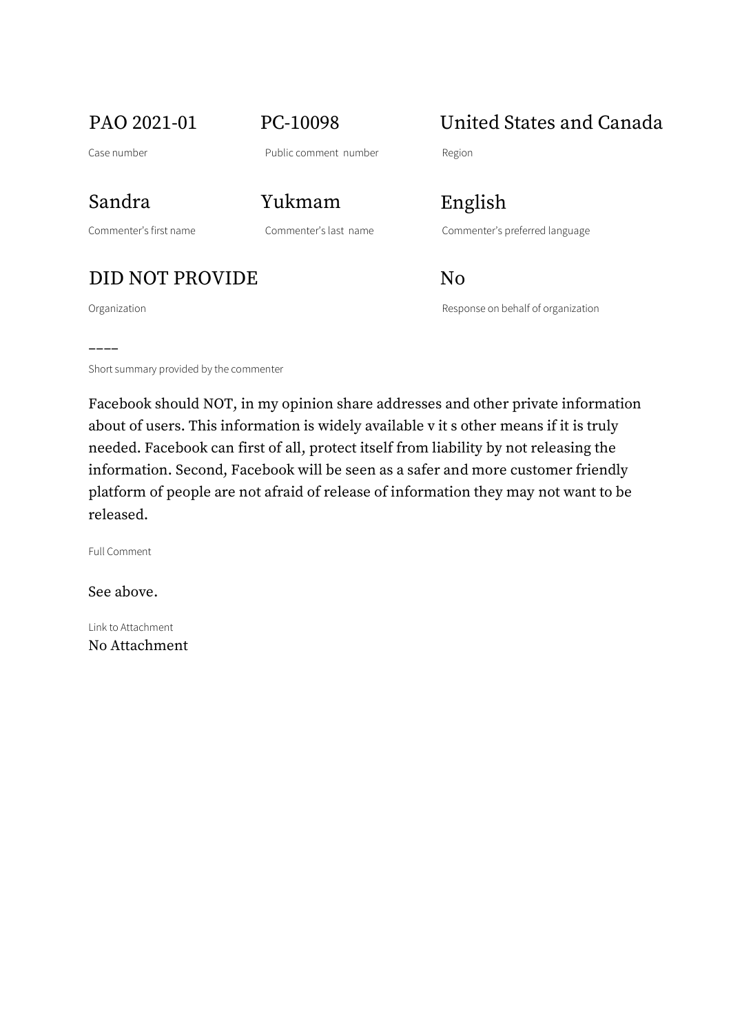PAO 2021-01

Case number

PC-10098

Public comment number

United States and Canada

Region

Sandra

Commenter's first name

Yukmam

Commenter's last name

English

Commenter's preferred language

DID NOT PROVIDE

Organization

No

Response on behalf of organization

––––

Short summary provided by the commenter

Facebook should NOT, in my opinion share addresses and other private information about of users. This information is widely available v it s other means if it is truly needed. Facebook can first of all, protect itself from liability by not releasing the information. Second, Facebook will be seen as a safer and more customer friendly platform of people are not afraid of release of information they may not want to be released.

Full Comment

See above.

Link to Attachment

No Attachment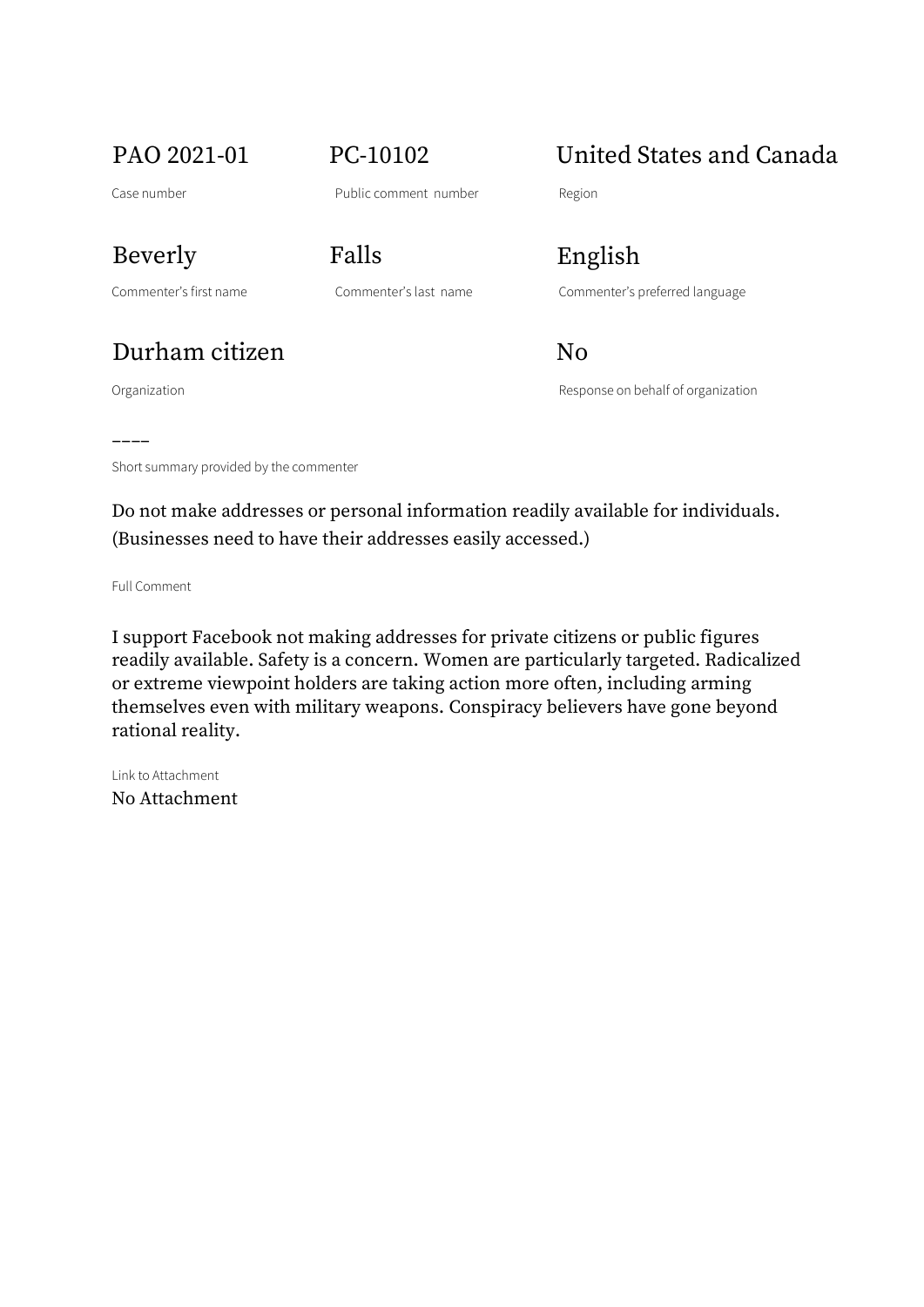| PAO 2021-01 | PC-10102 | United States and Canada |
|---|---|---|
| Case number | Public comment number | Region |
| Beverly | Falls | English |
| Commenter's first name | Commenter's last name | Commenter's preferred language |
| Durham citizen | | No |
| Organization | | Response on behalf of organization |

––––

Short summary provided by the commenter

Do not make addresses or personal information readily available for individuals. (Businesses need to have their addresses easily accessed.)

Full Comment

I support Facebook not making addresses for private citizens or public figures readily available. Safety is a concern. Women are particularly targeted. Radicalized or extreme viewpoint holders are taking action more often, including arming themselves even with military weapons. Conspiracy believers have gone beyond rational reality.

Link to Attachment

No Attachment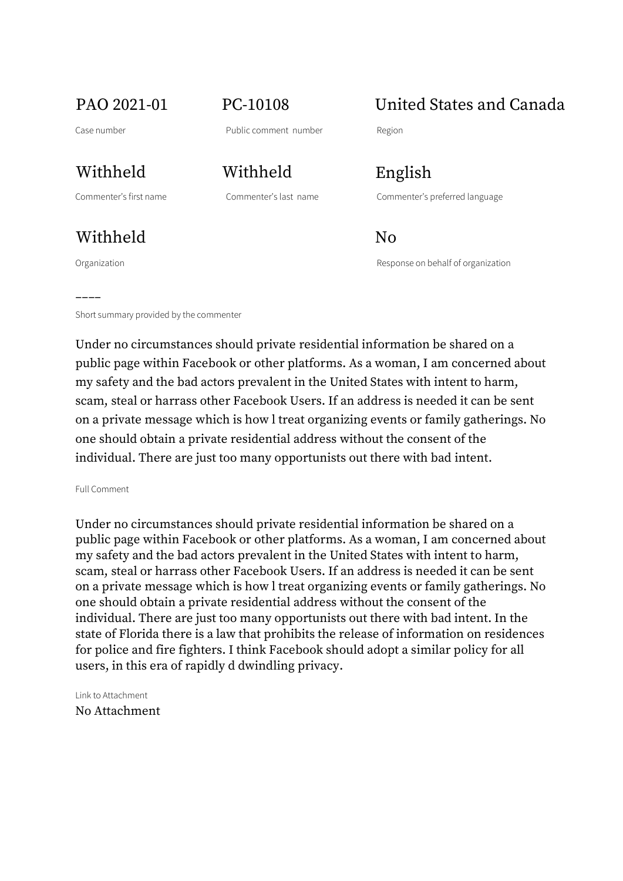| PAO 2021-01 | PC-10108 | United States and Canada |
| --- | --- | --- |
| Case number | Public comment number | Region |
| Withheld | Withheld | English |
| Commenter's first name | Commenter's last name | Commenter's preferred language |
| Withheld | | No |
| Organization | | Response on behalf of organization |

––––

Short summary provided by the commenter

Under no circumstances should private residential information be shared on a public page within Facebook or other platforms. As a woman, I am concerned about my safety and the bad actors prevalent in the United States with intent to harm, scam, steal or harrass other Facebook Users. If an address is needed it can be sent on a private message which is how l treat organizing events or family gatherings. No one should obtain a private residential address without the consent of the individual. There are just too many opportunists out there with bad intent.

Full Comment

Under no circumstances should private residential information be shared on a public page within Facebook or other platforms. As a woman, I am concerned about my safety and the bad actors prevalent in the United States with intent to harm, scam, steal or harrass other Facebook Users. If an address is needed it can be sent on a private message which is how l treat organizing events or family gatherings. No one should obtain a private residential address without the consent of the individual. There are just too many opportunists out there with bad intent. In the state of Florida there is a law that prohibits the release of information on residences for police and fire fighters. I think Facebook should adopt a similar policy for all users, in this era of rapidly d dwindling privacy.

Link to Attachment

No Attachment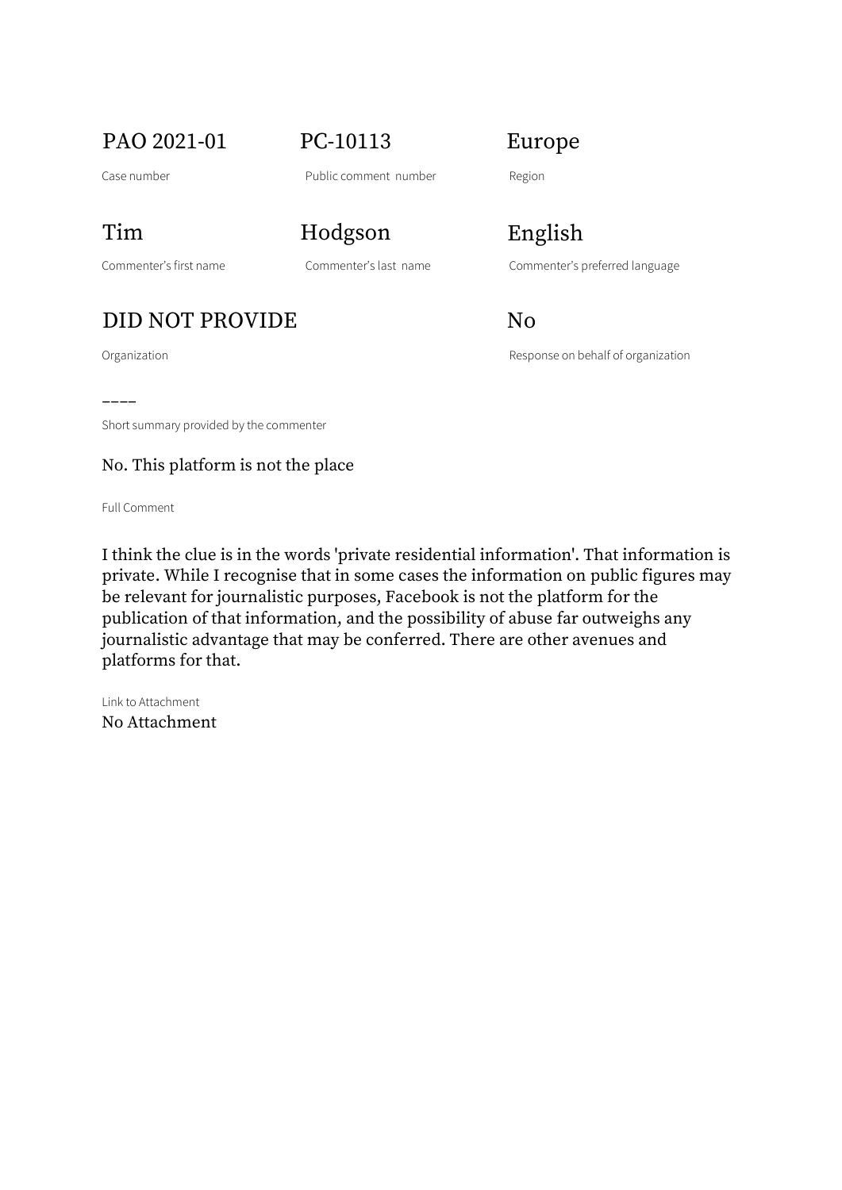PAO 2021-01

Case number

PC-10113

Public comment number

Europe

Region

Tim

Commenter's first name

Hodgson

Commenter's last name

English

Commenter's preferred language

DID NOT PROVIDE

Organization

No

Response on behalf of organization

----

Short summary provided by the commenter

No. This platform is not the place

Full Comment

I think the clue is in the words 'private residential information'. That information is private. While I recognise that in some cases the information on public figures may be relevant for journalistic purposes, Facebook is not the platform for the publication of that information, and the possibility of abuse far outweighs any journalistic advantage that may be conferred. There are other avenues and platforms for that.

Link to Attachment

No Attachment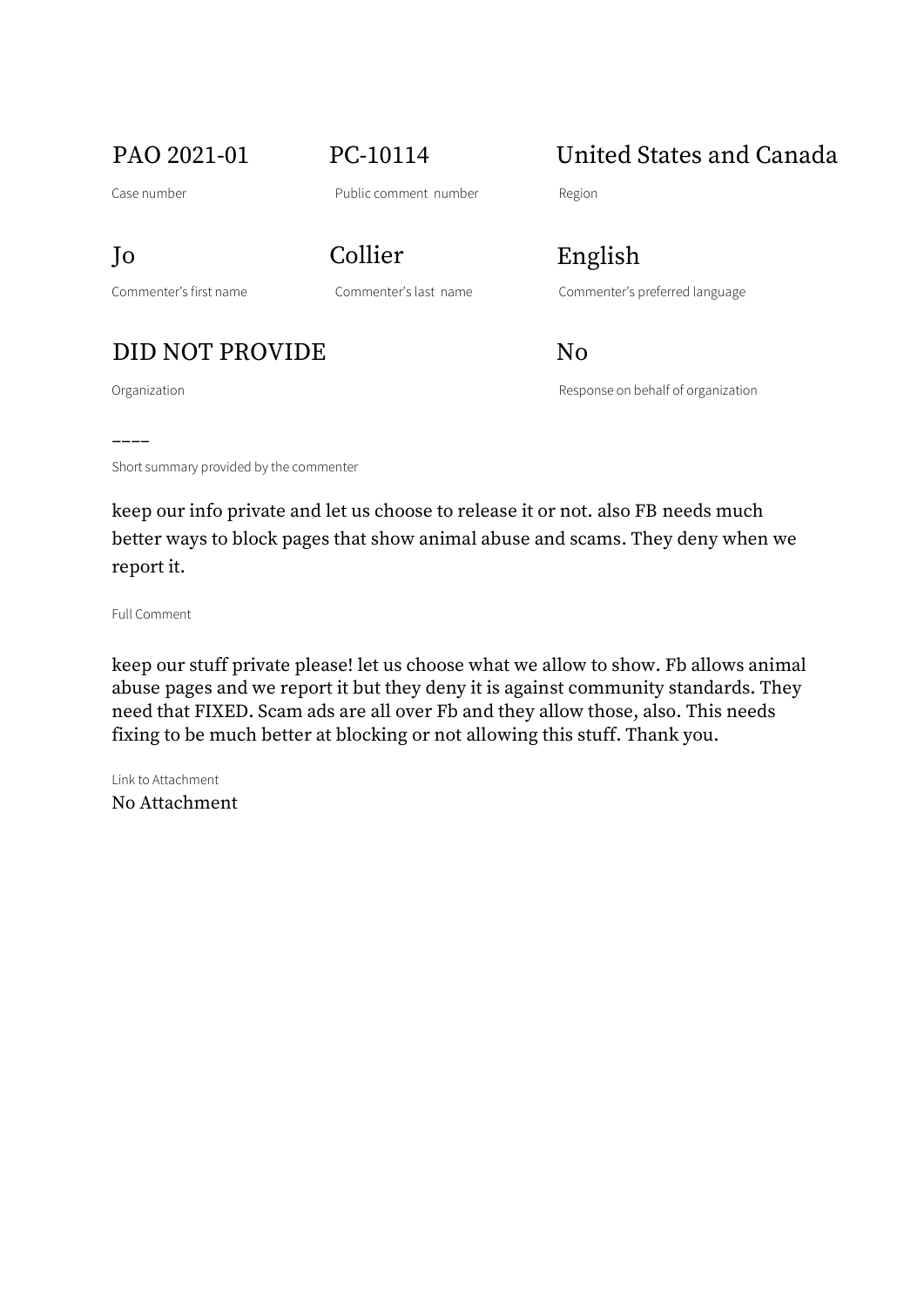| PAO 2021-01 | PC-10114 | United States and Canada |
| --- | --- | --- |
| Case number | Public comment number | Region |
| Jo | Collier | English |
| Commenter's first name | Commenter's last name | Commenter's preferred language |
| DID NOT PROVIDE | | No |
| Organization | | Response on behalf of organization |

––––

Short summary provided by the commenter

keep our info private and let us choose to release it or not. also FB needs much better ways to block pages that show animal abuse and scams. They deny when we report it.

Full Comment

keep our stuff private please! let us choose what we allow to show. Fb allows animal abuse pages and we report it but they deny it is against community standards. They need that FIXED. Scam ads are all over Fb and they allow those, also. This needs fixing to be much better at blocking or not allowing this stuff. Thank you.

Link to Attachment

No Attachment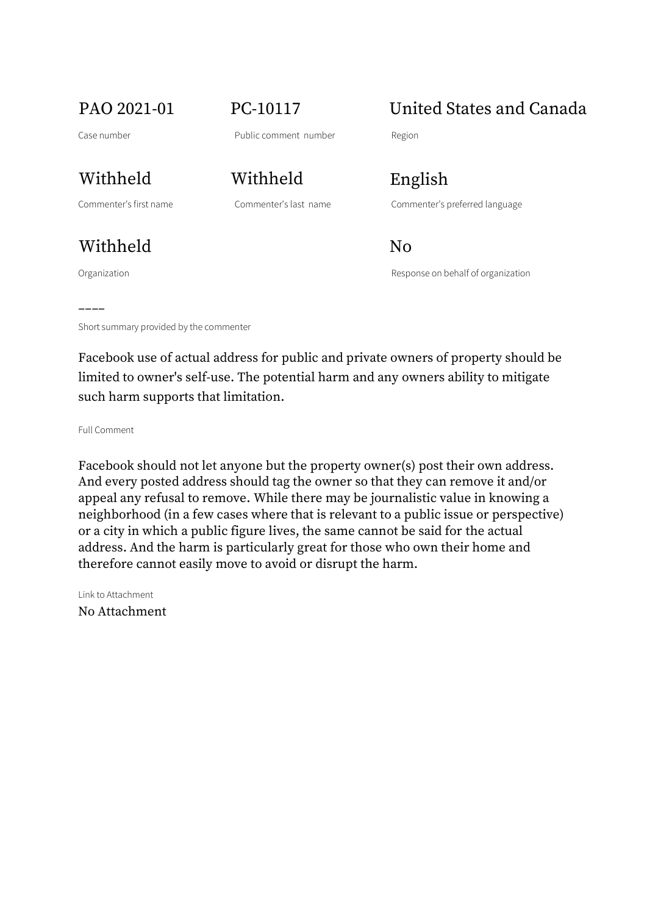PAO 2021-01

Case number

PC-10117

Public comment number

United States and Canada

Region

Withheld

Commenter's first name

Withheld

Commenter's last name

English

Commenter's preferred language

Withheld

Organization

No

Response on behalf of organization

––––

Short summary provided by the commenter

Facebook use of actual address for public and private owners of property should be limited to owner's self-use. The potential harm and any owners ability to mitigate such harm supports that limitation.

Full Comment

Facebook should not let anyone but the property owner(s) post their own address. And every posted address should tag the owner so that they can remove it and/or appeal any refusal to remove. While there may be journalistic value in knowing a neighborhood (in a few cases where that is relevant to a public issue or perspective) or a city in which a public figure lives, the same cannot be said for the actual address. And the harm is particularly great for those who own their home and therefore cannot easily move to avoid or disrupt the harm.

Link to Attachment

No Attachment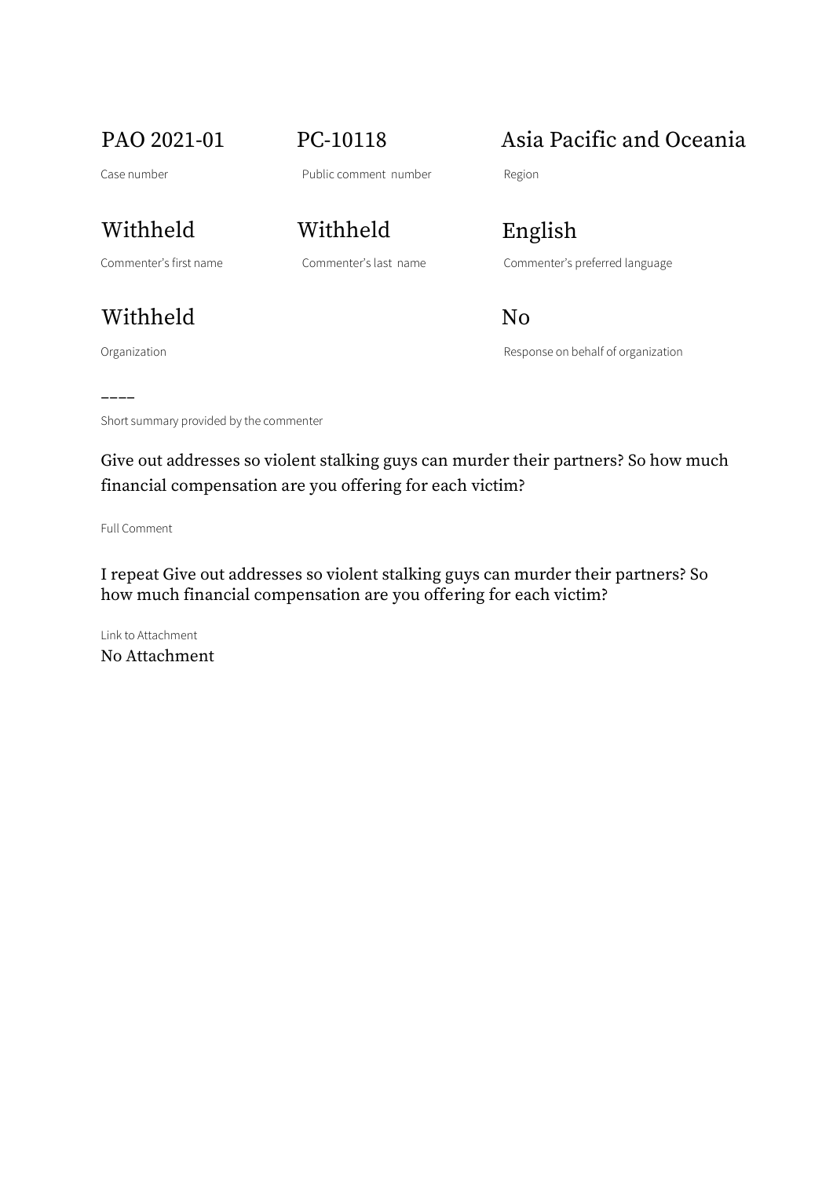PAO 2021-01

Case number

PC-10118

Public comment number

Asia Pacific and Oceania

Region

Withheld

Commenter's first name

Withheld

Commenter's last name

English

Commenter's preferred language

Withheld

Organization

No

Response on behalf of organization

––––

Short summary provided by the commenter

Give out addresses so violent stalking guys can murder their partners? So how much financial compensation are you offering for each victim?

Full Comment

I repeat Give out addresses so violent stalking guys can murder their partners? So how much financial compensation are you offering for each victim?

Link to Attachment

No Attachment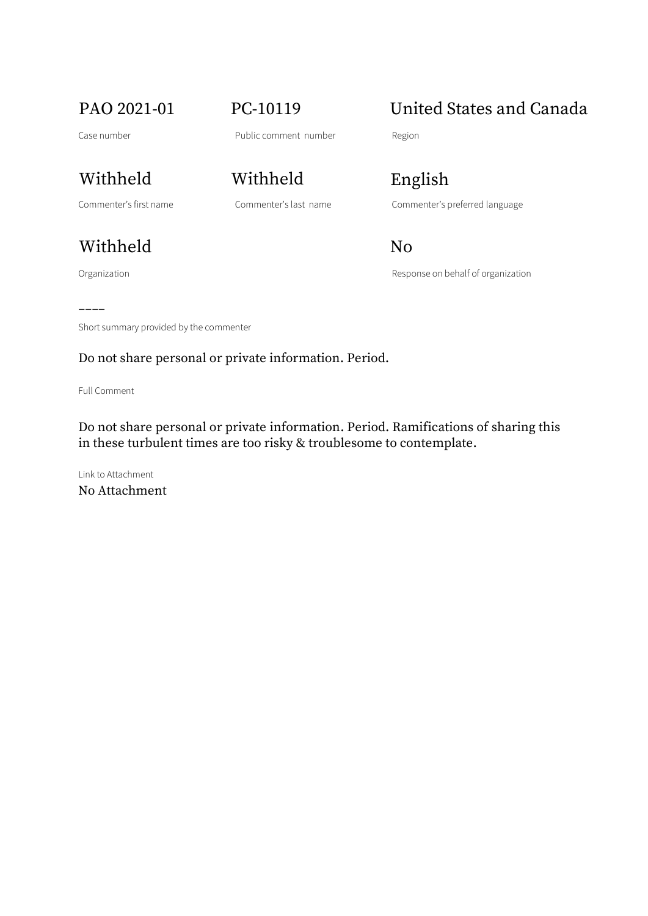| PAO 2021-01 | PC-10119 | United States and Canada |
| --- | --- | --- |
| Case number | Public comment number | Region |
| **Withheld** | **Withheld** | **English** |
| Commenter's first name | Commenter's last name | Commenter's preferred language |
| **Withheld** | | **No** |
| Organization | | Response on behalf of organization |

––––

Short summary provided by the commenter

Do not share personal or private information. Period.

Full Comment

Do not share personal or private information. Period. Ramifications of sharing this in these turbulent times are too risky & troublesome to contemplate.

Link to Attachment

No Attachment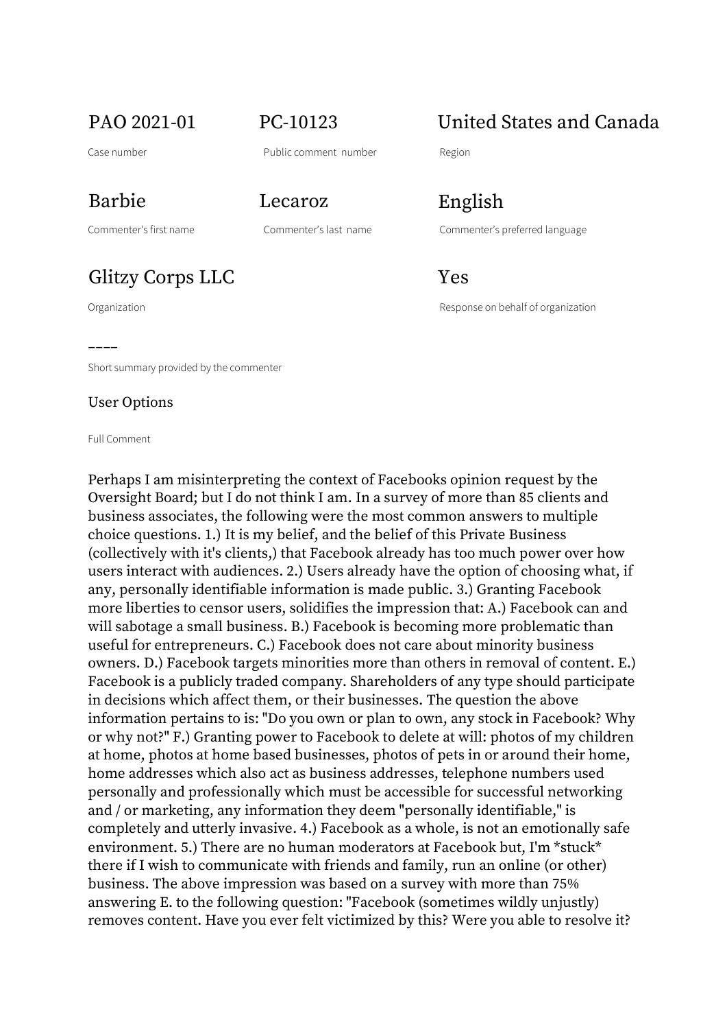| PAO 2021-01 | PC-10123 | United States and Canada |
| --- | --- | --- |
| Case number | Public comment number | Region |
| **Barbie** | **Lecaroz** | **English** |
| Commenter's first name | Commenter's last name | Commenter's preferred language |
| **Glitzy Corps LLC** | | **Yes** |
| Organization | | Response on behalf of organization |

––––

Short summary provided by the commenter

User Options

Full Comment

Perhaps I am misinterpreting the context of Facebooks opinion request by the Oversight Board; but I do not think I am. In a survey of more than 85 clients and business associates, the following were the most common answers to multiple choice questions. 1.) It is my belief, and the belief of this Private Business (collectively with it's clients,) that Facebook already has too much power over how users interact with audiences. 2.) Users already have the option of choosing what, if any, personally identifiable information is made public. 3.) Granting Facebook more liberties to censor users, solidifies the impression that: A.) Facebook can and will sabotage a small business. B.) Facebook is becoming more problematic than useful for entrepreneurs. C.) Facebook does not care about minority business owners. D.) Facebook targets minorities more than others in removal of content. E.) Facebook is a publicly traded company. Shareholders of any type should participate in decisions which affect them, or their businesses. The question the above information pertains to is: "Do you own or plan to own, any stock in Facebook? Why or why not?" F.) Granting power to Facebook to delete at will: photos of my children at home, photos at home based businesses, photos of pets in or around their home, home addresses which also act as business addresses, telephone numbers used personally and professionally which must be accessible for successful networking and / or marketing, any information they deem "personally identifiable," is completely and utterly invasive. 4.) Facebook as a whole, is not an emotionally safe environment. 5.) There are no human moderators at Facebook but, I'm *stuck* there if I wish to communicate with friends and family, run an online (or other) business. The above impression was based on a survey with more than 75% answering E. to the following question: "Facebook (sometimes wildly unjustly) removes content. Have you ever felt victimized by this? Were you able to resolve it?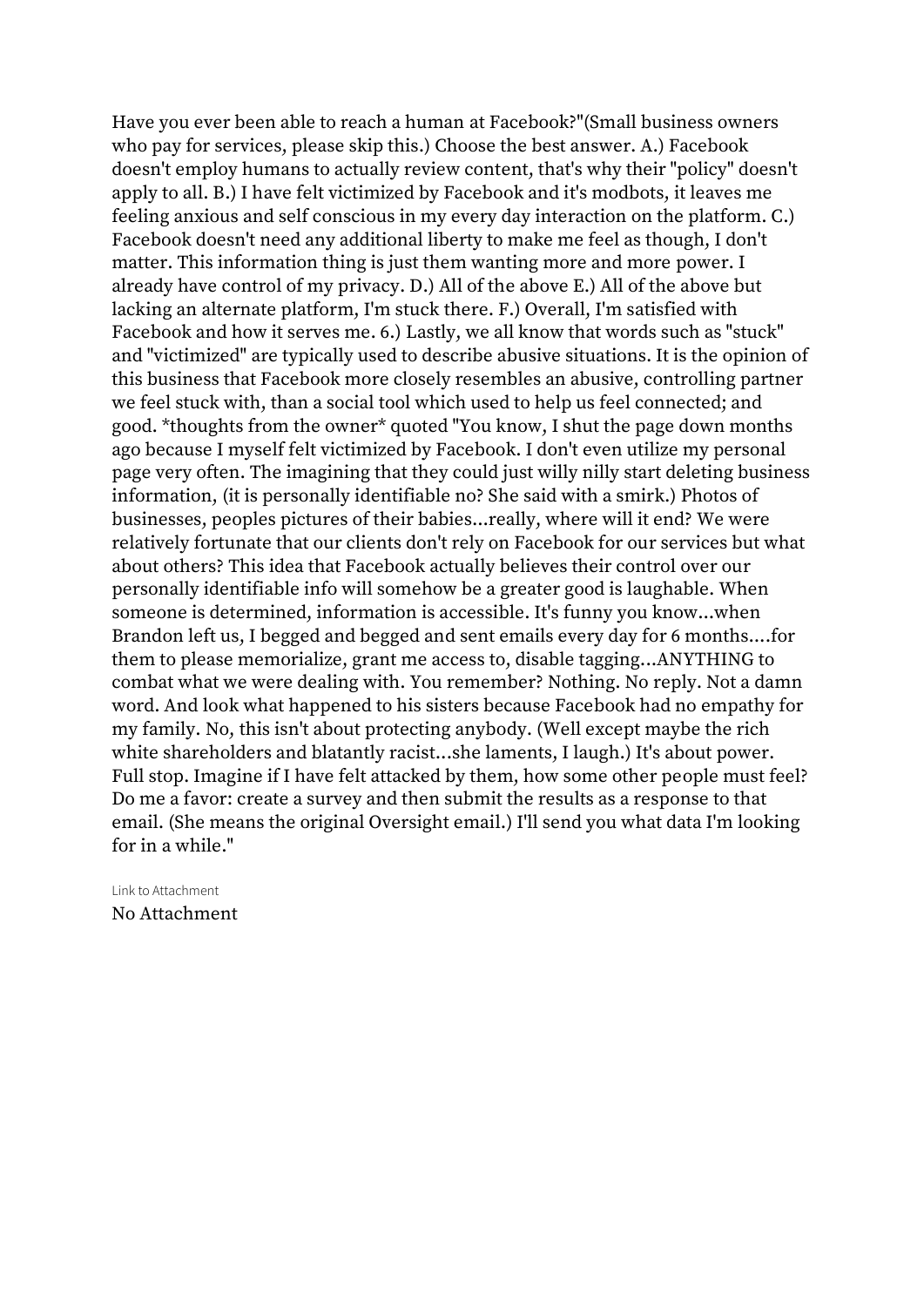Have you ever been able to reach a human at Facebook?"(Small business owners who pay for services, please skip this.) Choose the best answer. A.) Facebook doesn't employ humans to actually review content, that's why their "policy" doesn't apply to all. B.) I have felt victimized by Facebook and it's modbots, it leaves me feeling anxious and self conscious in my every day interaction on the platform. C.) Facebook doesn't need any additional liberty to make me feel as though, I don't matter. This information thing is just them wanting more and more power. I already have control of my privacy. D.) All of the above E.) All of the above but lacking an alternate platform, I'm stuck there. F.) Overall, I'm satisfied with Facebook and how it serves me. 6.) Lastly, we all know that words such as "stuck" and "victimized" are typically used to describe abusive situations. It is the opinion of this business that Facebook more closely resembles an abusive, controlling partner we feel stuck with, than a social tool which used to help us feel connected; and good. *thoughts from the owner* quoted "You know, I shut the page down months ago because I myself felt victimized by Facebook. I don't even utilize my personal page very often. The imagining that they could just willy nilly start deleting business information, (it is personally identifiable no? She said with a smirk.) Photos of businesses, peoples pictures of their babies...really, where will it end? We were relatively fortunate that our clients don't rely on Facebook for our services but what about others? This idea that Facebook actually believes their control over our personally identifiable info will somehow be a greater good is laughable. When someone is determined, information is accessible. It's funny you know...when Brandon left us, I begged and begged and sent emails every day for 6 months....for them to please memorialize, grant me access to, disable tagging...ANYTHING to combat what we were dealing with. You remember? Nothing. No reply. Not a damn word. And look what happened to his sisters because Facebook had no empathy for my family. No, this isn't about protecting anybody. (Well except maybe the rich white shareholders and blatantly racist...she laments, I laugh.) It's about power. Full stop. Imagine if I have felt attacked by them, how some other people must feel? Do me a favor: create a survey and then submit the results as a response to that email. (She means the original Oversight email.) I'll send you what data I'm looking for in a while."

Link to Attachment

No Attachment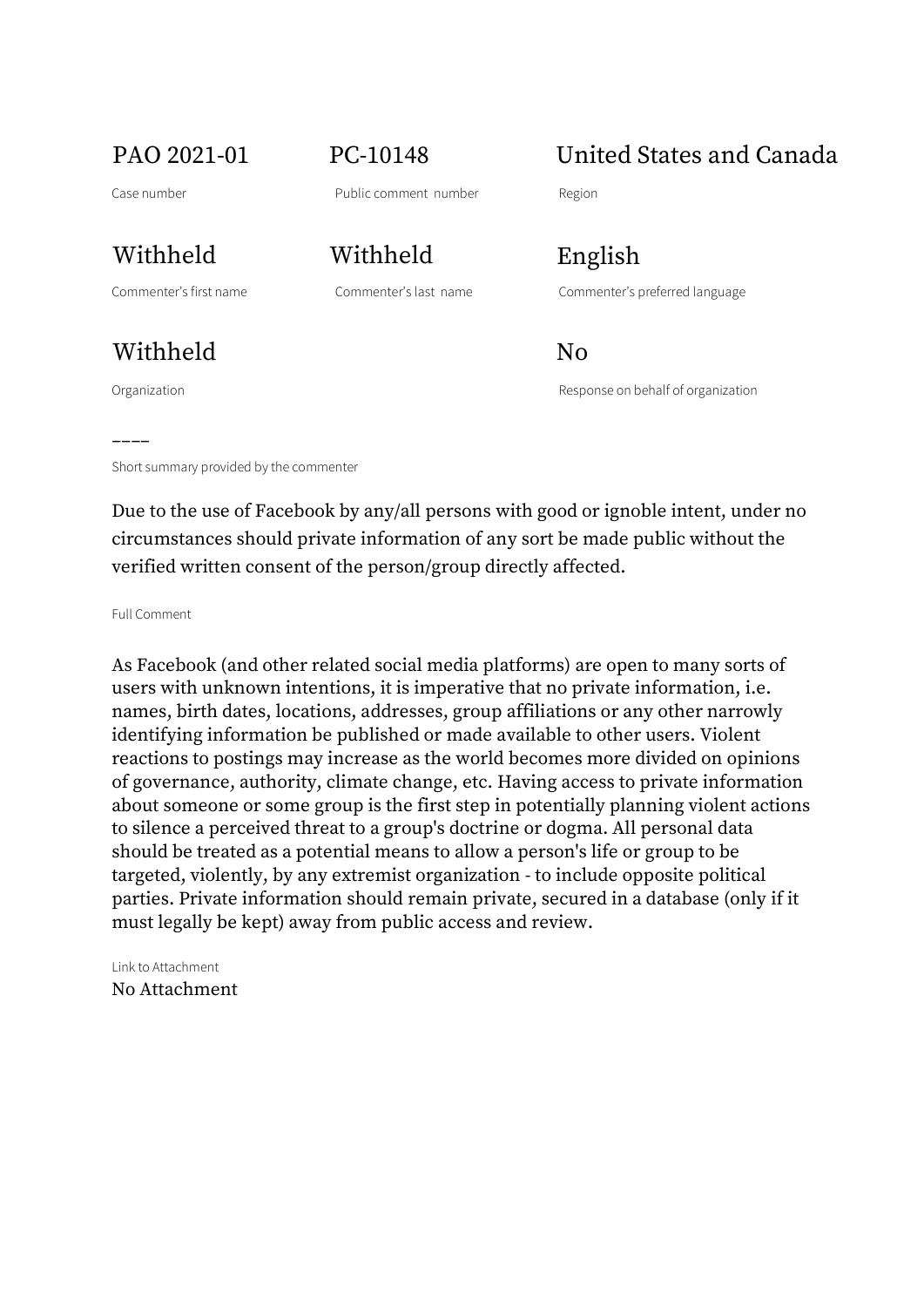| PAO 2021-01 | PC-10148 | United States and Canada |
|---|---|---|
| Case number | Public comment number | Region |
| Withheld | Withheld | English |
| Commenter's first name | Commenter's last name | Commenter's preferred language |
| Withheld | | No |
| Organization | | Response on behalf of organization |

––––

Short summary provided by the commenter

Due to the use of Facebook by any/all persons with good or ignoble intent, under no circumstances should private information of any sort be made public without the verified written consent of the person/group directly affected.

Full Comment

As Facebook (and other related social media platforms) are open to many sorts of users with unknown intentions, it is imperative that no private information, i.e. names, birth dates, locations, addresses, group affiliations or any other narrowly identifying information be published or made available to other users. Violent reactions to postings may increase as the world becomes more divided on opinions of governance, authority, climate change, etc. Having access to private information about someone or some group is the first step in potentially planning violent actions to silence a perceived threat to a group's doctrine or dogma. All personal data should be treated as a potential means to allow a person's life or group to be targeted, violently, by any extremist organization - to include opposite political parties. Private information should remain private, secured in a database (only if it must legally be kept) away from public access and review.

Link to Attachment

No Attachment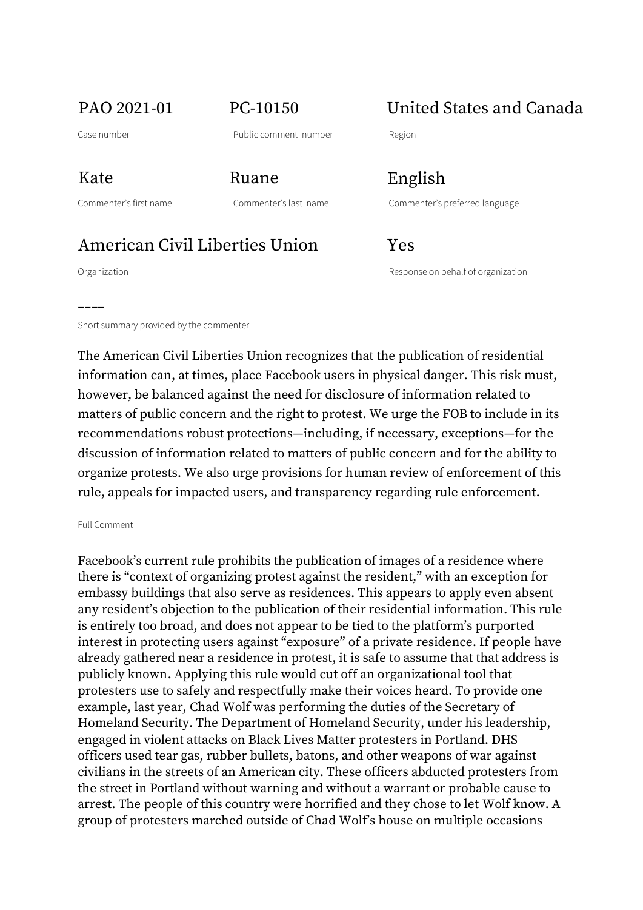| PAO 2021-01 | PC-10150 | United States and Canada |
|---|---|---|
| Case number | Public comment number | Region |
| Kate | Ruane | English |
| Commenter's first name | Commenter's last name | Commenter's preferred language |
| American Civil Liberties Union | | Yes |
| Organization | | Response on behalf of organization |

––––

Short summary provided by the commenter

The American Civil Liberties Union recognizes that the publication of residential information can, at times, place Facebook users in physical danger. This risk must, however, be balanced against the need for disclosure of information related to matters of public concern and the right to protest. We urge the FOB to include in its recommendations robust protections—including, if necessary, exceptions—for the discussion of information related to matters of public concern and for the ability to organize protests. We also urge provisions for human review of enforcement of this rule, appeals for impacted users, and transparency regarding rule enforcement.

Full Comment

Facebook's current rule prohibits the publication of images of a residence where there is "context of organizing protest against the resident," with an exception for embassy buildings that also serve as residences. This appears to apply even absent any resident's objection to the publication of their residential information. This rule is entirely too broad, and does not appear to be tied to the platform's purported interest in protecting users against "exposure" of a private residence. If people have already gathered near a residence in protest, it is safe to assume that that address is publicly known. Applying this rule would cut off an organizational tool that protesters use to safely and respectfully make their voices heard. To provide one example, last year, Chad Wolf was performing the duties of the Secretary of Homeland Security. The Department of Homeland Security, under his leadership, engaged in violent attacks on Black Lives Matter protesters in Portland. DHS officers used tear gas, rubber bullets, batons, and other weapons of war against civilians in the streets of an American city. These officers abducted protesters from the street in Portland without warning and without a warrant or probable cause to arrest. The people of this country were horrified and they chose to let Wolf know. A group of protesters marched outside of Chad Wolf's house on multiple occasions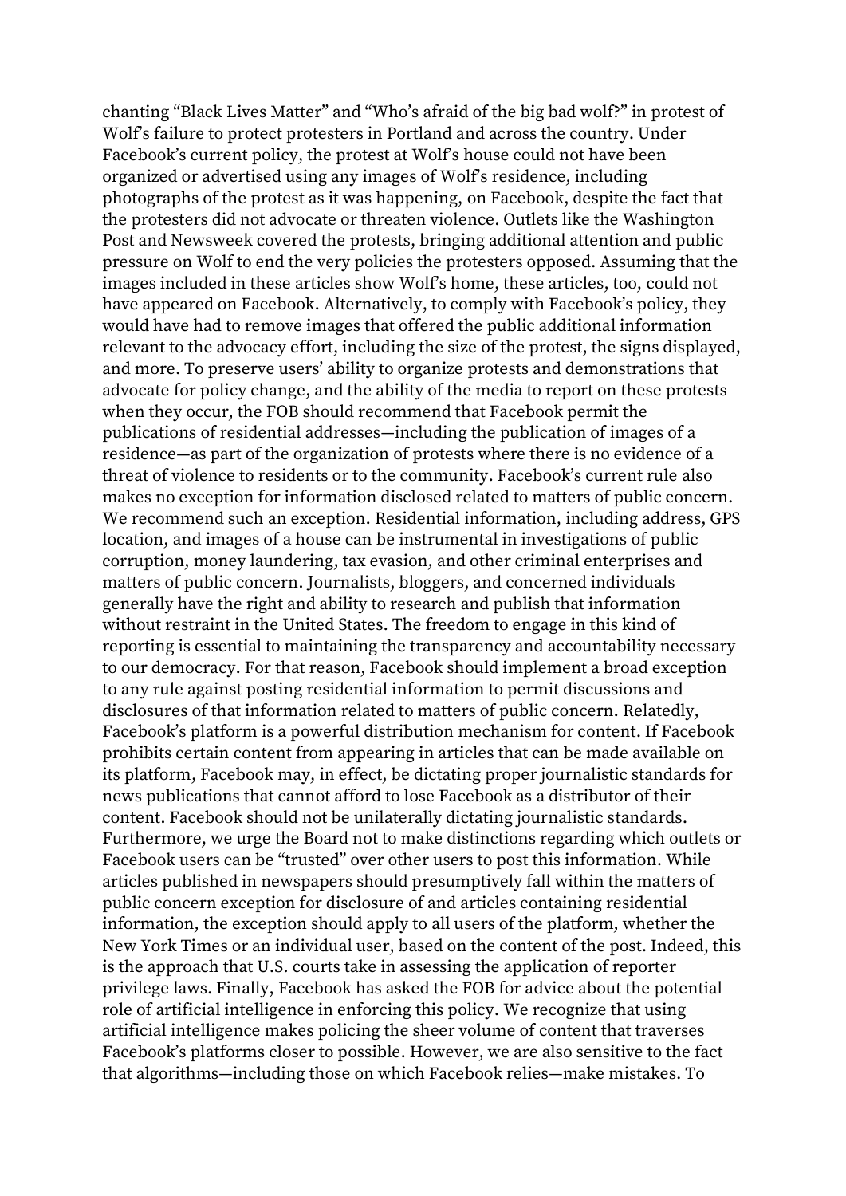chanting "Black Lives Matter" and "Who's afraid of the big bad wolf?" in protest of Wolf's failure to protect protesters in Portland and across the country. Under Facebook's current policy, the protest at Wolf's house could not have been organized or advertised using any images of Wolf's residence, including photographs of the protest as it was happening, on Facebook, despite the fact that the protesters did not advocate or threaten violence. Outlets like the Washington Post and Newsweek covered the protests, bringing additional attention and public pressure on Wolf to end the very policies the protesters opposed. Assuming that the images included in these articles show Wolf's home, these articles, too, could not have appeared on Facebook. Alternatively, to comply with Facebook's policy, they would have had to remove images that offered the public additional information relevant to the advocacy effort, including the size of the protest, the signs displayed, and more. To preserve users' ability to organize protests and demonstrations that advocate for policy change, and the ability of the media to report on these protests when they occur, the FOB should recommend that Facebook permit the publications of residential addresses—including the publication of images of a residence—as part of the organization of protests where there is no evidence of a threat of violence to residents or to the community. Facebook's current rule also makes no exception for information disclosed related to matters of public concern. We recommend such an exception. Residential information, including address, GPS location, and images of a house can be instrumental in investigations of public corruption, money laundering, tax evasion, and other criminal enterprises and matters of public concern. Journalists, bloggers, and concerned individuals generally have the right and ability to research and publish that information without restraint in the United States. The freedom to engage in this kind of reporting is essential to maintaining the transparency and accountability necessary to our democracy. For that reason, Facebook should implement a broad exception to any rule against posting residential information to permit discussions and disclosures of that information related to matters of public concern. Relatedly, Facebook's platform is a powerful distribution mechanism for content. If Facebook prohibits certain content from appearing in articles that can be made available on its platform, Facebook may, in effect, be dictating proper journalistic standards for news publications that cannot afford to lose Facebook as a distributor of their content. Facebook should not be unilaterally dictating journalistic standards. Furthermore, we urge the Board not to make distinctions regarding which outlets or Facebook users can be "trusted" over other users to post this information. While articles published in newspapers should presumptively fall within the matters of public concern exception for disclosure of and articles containing residential information, the exception should apply to all users of the platform, whether the New York Times or an individual user, based on the content of the post. Indeed, this is the approach that U.S. courts take in assessing the application of reporter privilege laws. Finally, Facebook has asked the FOB for advice about the potential role of artificial intelligence in enforcing this policy. We recognize that using artificial intelligence makes policing the sheer volume of content that traverses Facebook's platforms closer to possible. However, we are also sensitive to the fact that algorithms—including those on which Facebook relies—make mistakes. To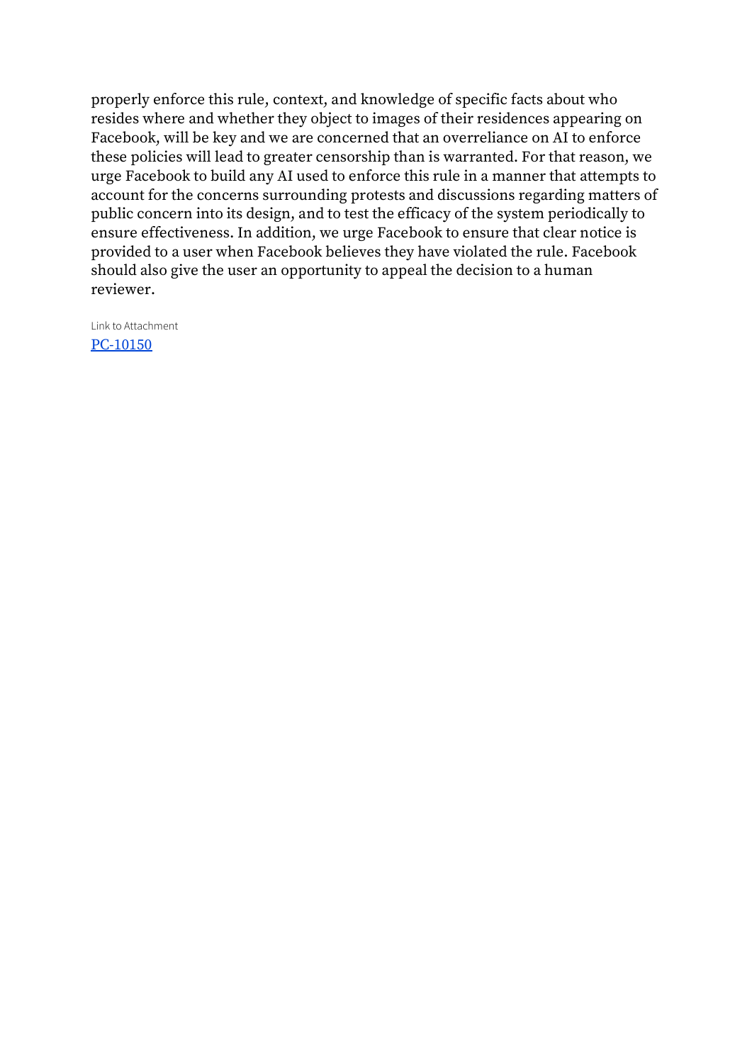properly enforce this rule, context, and knowledge of specific facts about who resides where and whether they object to images of their residences appearing on Facebook, will be key and we are concerned that an overreliance on AI to enforce these policies will lead to greater censorship than is warranted. For that reason, we urge Facebook to build any AI used to enforce this rule in a manner that attempts to account for the concerns surrounding protests and discussions regarding matters of public concern into its design, and to test the efficacy of the system periodically to ensure effectiveness. In addition, we urge Facebook to ensure that clear notice is provided to a user when Facebook believes they have violated the rule. Facebook should also give the user an opportunity to appeal the decision to a human reviewer.

Link to Attachment

PC-10150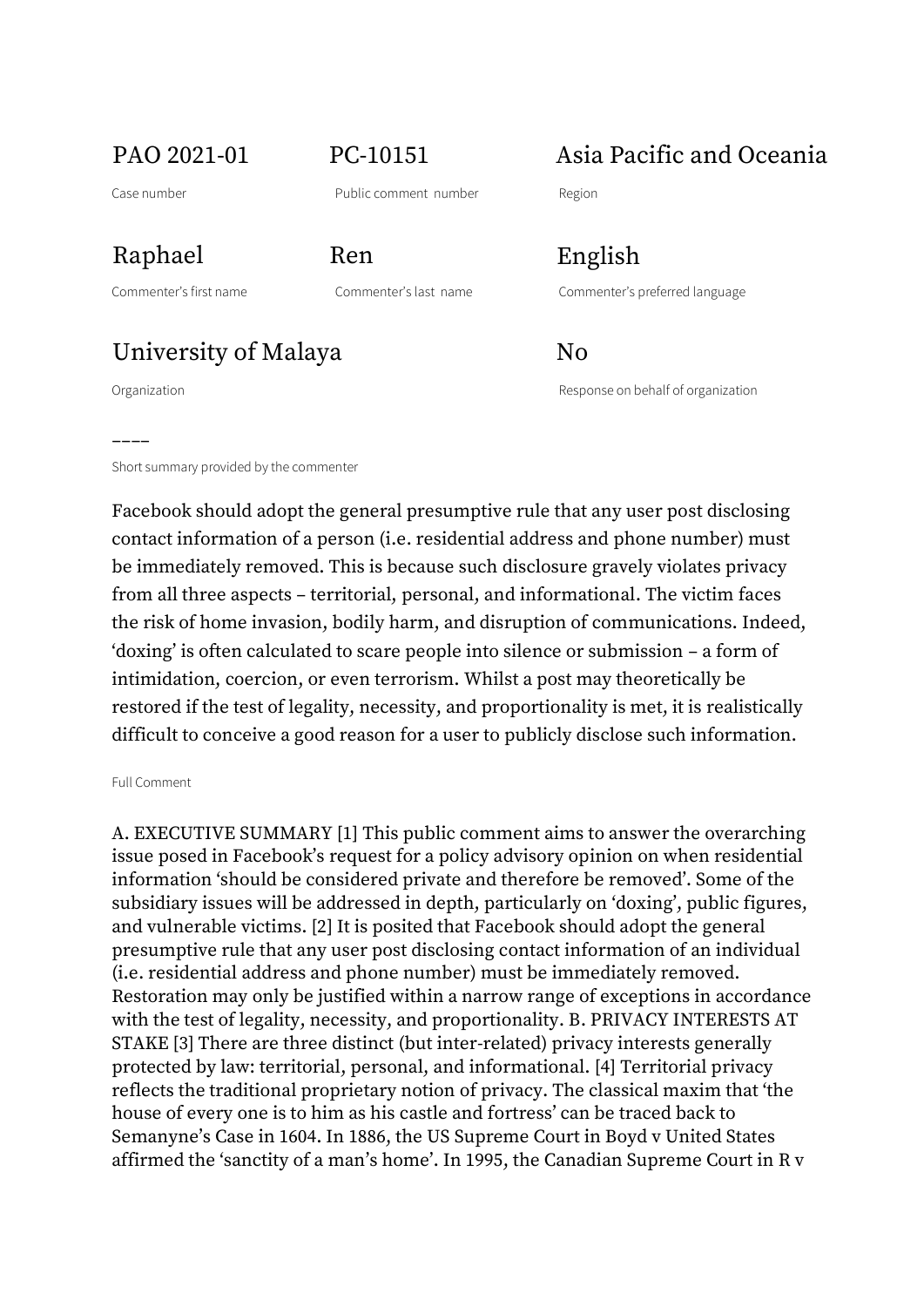| PAO 2021-01 | PC-10151 | Asia Pacific and Oceania |
|---|---|---|
| Case number | Public comment number | Region |
| Raphael | Ren | English |
| Commenter's first name | Commenter's last name | Commenter's preferred language |
| University of Malaya | | No |
| Organization | | Response on behalf of organization |

––––

Short summary provided by the commenter

Facebook should adopt the general presumptive rule that any user post disclosing contact information of a person (i.e. residential address and phone number) must be immediately removed. This is because such disclosure gravely violates privacy from all three aspects – territorial, personal, and informational. The victim faces the risk of home invasion, bodily harm, and disruption of communications. Indeed, 'doxing' is often calculated to scare people into silence or submission – a form of intimidation, coercion, or even terrorism. Whilst a post may theoretically be restored if the test of legality, necessity, and proportionality is met, it is realistically difficult to conceive a good reason for a user to publicly disclose such information.

Full Comment

A. EXECUTIVE SUMMARY [1] This public comment aims to answer the overarching issue posed in Facebook's request for a policy advisory opinion on when residential information 'should be considered private and therefore be removed'. Some of the subsidiary issues will be addressed in depth, particularly on 'doxing', public figures, and vulnerable victims. [2] It is posited that Facebook should adopt the general presumptive rule that any user post disclosing contact information of an individual (i.e. residential address and phone number) must be immediately removed. Restoration may only be justified within a narrow range of exceptions in accordance with the test of legality, necessity, and proportionality. B. PRIVACY INTERESTS AT STAKE [3] There are three distinct (but inter-related) privacy interests generally protected by law: territorial, personal, and informational. [4] Territorial privacy reflects the traditional proprietary notion of privacy. The classical maxim that 'the house of every one is to him as his castle and fortress' can be traced back to Semanyne's Case in 1604. In 1886, the US Supreme Court in Boyd v United States affirmed the 'sanctity of a man's home'. In 1995, the Canadian Supreme Court in R v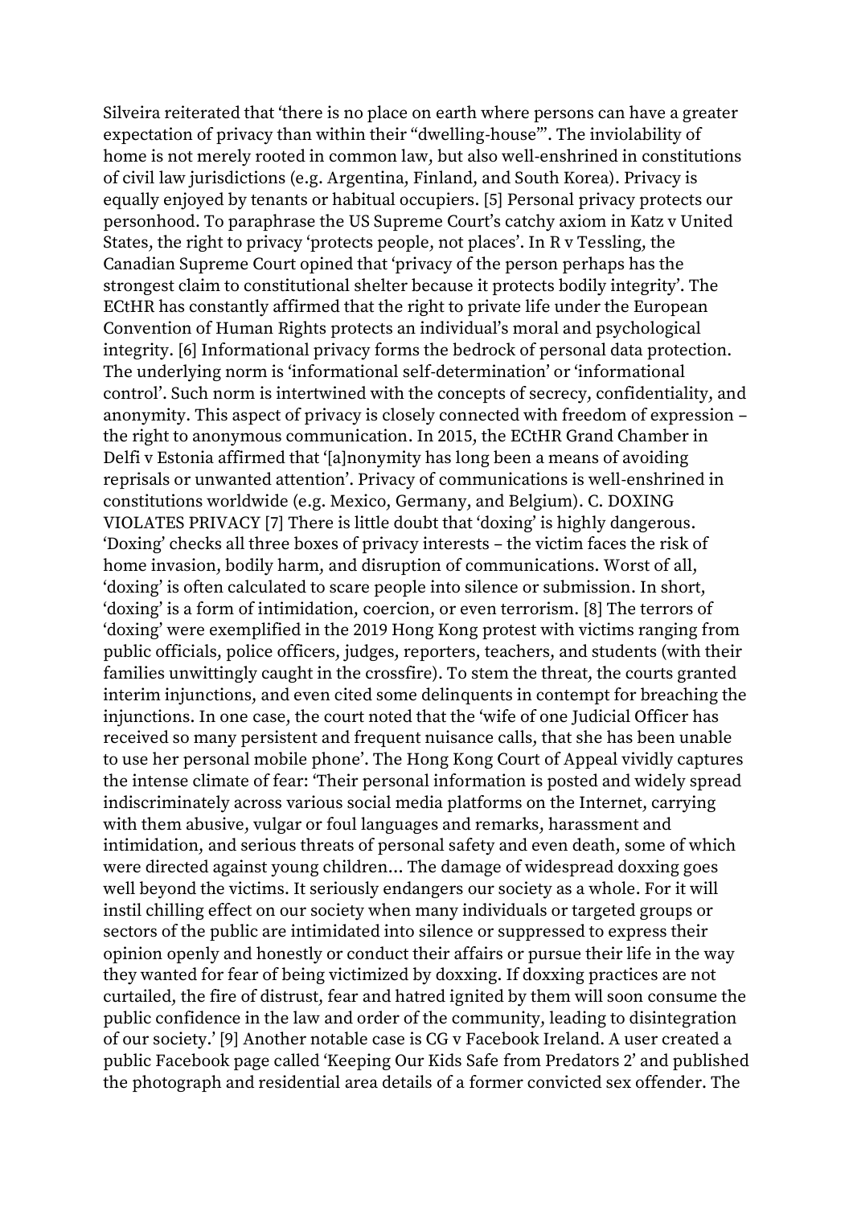Silveira reiterated that 'there is no place on earth where persons can have a greater expectation of privacy than within their "dwelling-house"'. The inviolability of home is not merely rooted in common law, but also well-enshrined in constitutions of civil law jurisdictions (e.g. Argentina, Finland, and South Korea). Privacy is equally enjoyed by tenants or habitual occupiers. [5] Personal privacy protects our personhood. To paraphrase the US Supreme Court's catchy axiom in Katz v United States, the right to privacy 'protects people, not places'. In R v Tessling, the Canadian Supreme Court opined that 'privacy of the person perhaps has the strongest claim to constitutional shelter because it protects bodily integrity'. The ECtHR has constantly affirmed that the right to private life under the European Convention of Human Rights protects an individual's moral and psychological integrity. [6] Informational privacy forms the bedrock of personal data protection. The underlying norm is 'informational self-determination' or 'informational control'. Such norm is intertwined with the concepts of secrecy, confidentiality, and anonymity. This aspect of privacy is closely connected with freedom of expression – the right to anonymous communication. In 2015, the ECtHR Grand Chamber in Delfi v Estonia affirmed that '[a]nonymity has long been a means of avoiding reprisals or unwanted attention'. Privacy of communications is well-enshrined in constitutions worldwide (e.g. Mexico, Germany, and Belgium). C. DOXING VIOLATES PRIVACY [7] There is little doubt that 'doxing' is highly dangerous. 'Doxing' checks all three boxes of privacy interests – the victim faces the risk of home invasion, bodily harm, and disruption of communications. Worst of all, 'doxing' is often calculated to scare people into silence or submission. In short, 'doxing' is a form of intimidation, coercion, or even terrorism. [8] The terrors of 'doxing' were exemplified in the 2019 Hong Kong protest with victims ranging from public officials, police officers, judges, reporters, teachers, and students (with their families unwittingly caught in the crossfire). To stem the threat, the courts granted interim injunctions, and even cited some delinquents in contempt for breaching the injunctions. In one case, the court noted that the 'wife of one Judicial Officer has received so many persistent and frequent nuisance calls, that she has been unable to use her personal mobile phone'. The Hong Kong Court of Appeal vividly captures the intense climate of fear: 'Their personal information is posted and widely spread indiscriminately across various social media platforms on the Internet, carrying with them abusive, vulgar or foul languages and remarks, harassment and intimidation, and serious threats of personal safety and even death, some of which were directed against young children... The damage of widespread doxxing goes well beyond the victims. It seriously endangers our society as a whole. For it will instil chilling effect on our society when many individuals or targeted groups or sectors of the public are intimidated into silence or suppressed to express their opinion openly and honestly or conduct their affairs or pursue their life in the way they wanted for fear of being victimized by doxxing. If doxxing practices are not curtailed, the fire of distrust, fear and hatred ignited by them will soon consume the public confidence in the law and order of the community, leading to disintegration of our society.' [9] Another notable case is CG v Facebook Ireland. A user created a public Facebook page called 'Keeping Our Kids Safe from Predators 2' and published the photograph and residential area details of a former convicted sex offender. The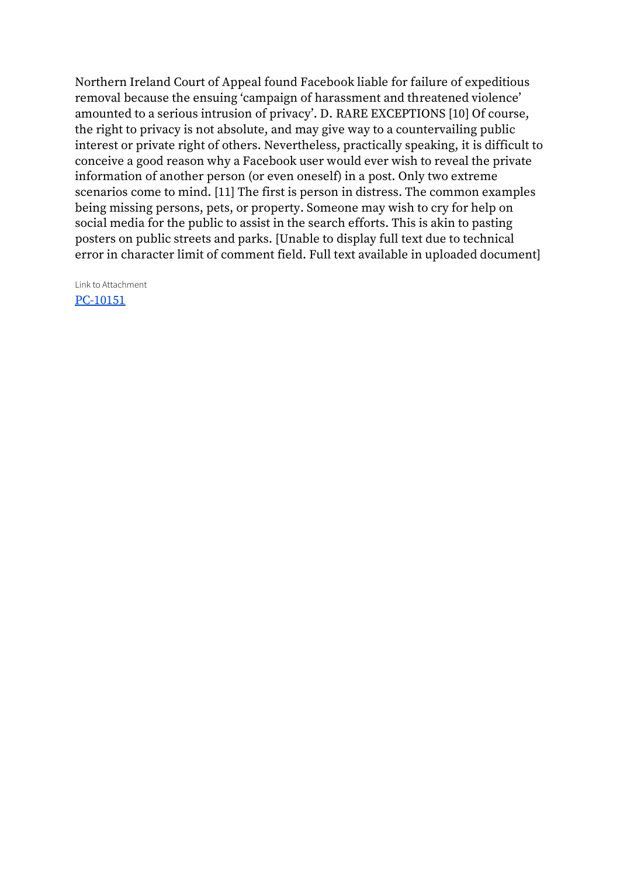Northern Ireland Court of Appeal found Facebook liable for failure of expeditious removal because the ensuing 'campaign of harassment and threatened violence' amounted to a serious intrusion of privacy'. D. RARE EXCEPTIONS [10] Of course, the right to privacy is not absolute, and may give way to a countervailing public interest or private right of others. Nevertheless, practically speaking, it is difficult to conceive a good reason why a Facebook user would ever wish to reveal the private information of another person (or even oneself) in a post. Only two extreme scenarios come to mind. [11] The first is person in distress. The common examples being missing persons, pets, or property. Someone may wish to cry for help on social media for the public to assist in the search efforts. This is akin to pasting posters on public streets and parks. [Unable to display full text due to technical error in character limit of comment field. Full text available in uploaded document]

Link to Attachment
[PC-10151]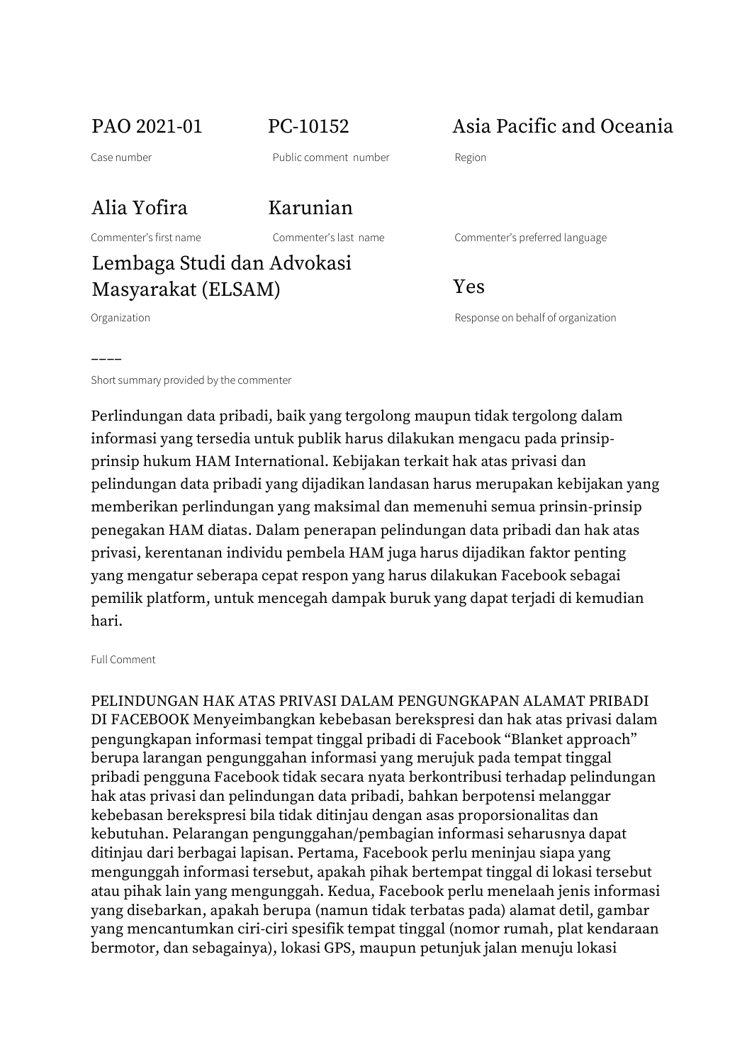| PAO 2021-01 | PC-10152 | Asia Pacific and Oceania |
| --- | --- | --- |
| Case number | Public comment number | Region |
| Alia Yofira | Karunian | |
| Commenter's first name | Commenter's last name | Commenter's preferred language |
| Lembaga Studi dan Advokasi Masyarakat (ELSAM) | | Yes |
| Organization | | Response on behalf of organization |

––––

Short summary provided by the commenter

Perlindungan data pribadi, baik yang tergolong maupun tidak tergolong dalam informasi yang tersedia untuk publik harus dilakukan mengacu pada prinsip-prinsip hukum HAM International. Kebijakan terkait hak atas privasi dan pelindungan data pribadi yang dijadikan landasan harus merupakan kebijakan yang memberikan perlindungan yang maksimal dan memenuhi semua prinsin-prinsip penegakan HAM diatas. Dalam penerapan pelindungan data pribadi dan hak atas privasi, kerentanan individu pembela HAM juga harus dijadikan faktor penting yang mengatur seberapa cepat respon yang harus dilakukan Facebook sebagai pemilik platform, untuk mencegah dampak buruk yang dapat terjadi di kemudian hari.

Full Comment

PELINDUNGAN HAK ATAS PRIVASI DALAM PENGUNGKAPAN ALAMAT PRIBADI DI FACEBOOK Menyeimbangkan kebebasan berekspresi dan hak atas privasi dalam pengungkapan informasi tempat tinggal pribadi di Facebook "Blanket approach" berupa larangan pengunggahan informasi yang merujuk pada tempat tinggal pribadi pengguna Facebook tidak secara nyata berkontribusi terhadap pelindungan hak atas privasi dan pelindungan data pribadi, bahkan berpotensi melanggar kebebasan berekspresi bila tidak ditinjau dengan asas proporsionalitas dan kebutuhan. Pelarangan pengunggahan/pembagian informasi seharusnya dapat ditinjau dari berbagai lapisan. Pertama, Facebook perlu meninjau siapa yang mengunggah informasi tersebut, apakah pihak bertempat tinggal di lokasi tersebut atau pihak lain yang mengunggah. Kedua, Facebook perlu menelaah jenis informasi yang disebarkan, apakah berupa (namun tidak terbatas pada) alamat detil, gambar yang mencantumkan ciri-ciri spesifik tempat tinggal (nomor rumah, plat kendaraan bermotor, dan sebagainya), lokasi GPS, maupun petunjuk jalan menuju lokasi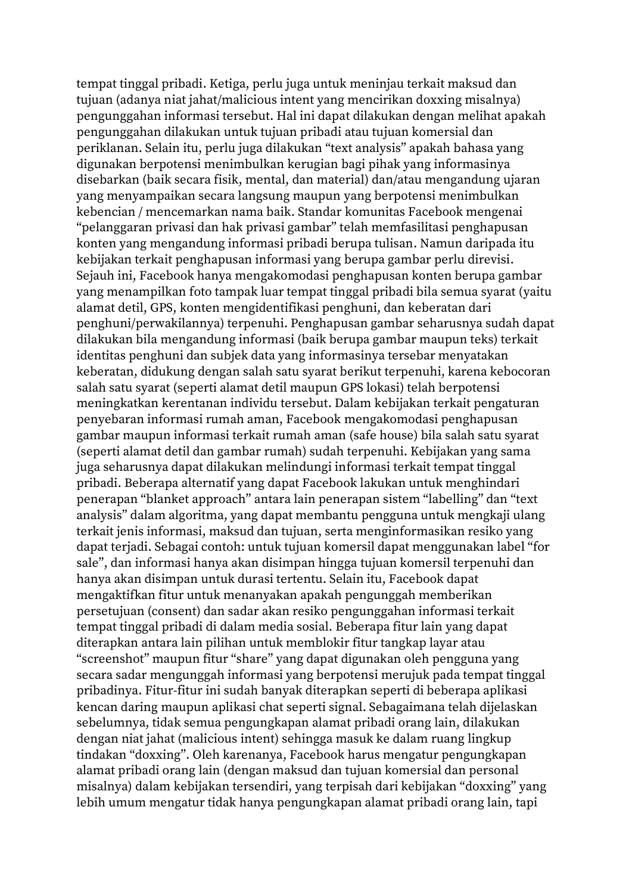tempat tinggal pribadi. Ketiga, perlu juga untuk meninjau terkait maksud dan tujuan (adanya niat jahat/malicious intent yang mencirikan doxxing misalnya) pengunggahan informasi tersebut. Hal ini dapat dilakukan dengan melihat apakah pengunggahan dilakukan untuk tujuan pribadi atau tujuan komersial dan periklanan. Selain itu, perlu juga dilakukan "text analysis" apakah bahasa yang digunakan berpotensi menimbulkan kerugian bagi pihak yang informasinya disebarkan (baik secara fisik, mental, dan material) dan/atau mengandung ujaran yang menyampaikan secara langsung maupun yang berpotensi menimbulkan kebencian / mencemarkan nama baik. Standar komunitas Facebook mengenai "pelanggaran privasi dan hak privasi gambar" telah memfasilitasi penghapusan konten yang mengandung informasi pribadi berupa tulisan. Namun daripada itu kebijakan terkait penghapusan informasi yang berupa gambar perlu direvisi. Sejauh ini, Facebook hanya mengakomodasi penghapusan konten berupa gambar yang menampilkan foto tampak luar tempat tinggal pribadi bila semua syarat (yaitu alamat detil, GPS, konten mengidentifikasi penghuni, dan keberatan dari penghuni/perwakilannya) terpenuhi. Penghapusan gambar seharusnya sudah dapat dilakukan bila mengandung informasi (baik berupa gambar maupun teks) terkait identitas penghuni dan subjek data yang informasinya tersebar menyatakan keberatan, didukung dengan salah satu syarat berikut terpenuhi, karena kebocoran salah satu syarat (seperti alamat detil maupun GPS lokasi) telah berpotensi meningkatkan kerentanan individu tersebut. Dalam kebijakan terkait pengaturan penyebaran informasi rumah aman, Facebook mengakomodasi penghapusan gambar maupun informasi terkait rumah aman (safe house) bila salah satu syarat (seperti alamat detil dan gambar rumah) sudah terpenuhi. Kebijakan yang sama juga seharusnya dapat dilakukan melindungi informasi terkait tempat tinggal pribadi. Beberapa alternatif yang dapat Facebook lakukan untuk menghindari penerapan "blanket approach" antara lain penerapan sistem "labelling" dan "text analysis" dalam algoritma, yang dapat membantu pengguna untuk mengkaji ulang terkait jenis informasi, maksud dan tujuan, serta menginformasikan resiko yang dapat terjadi. Sebagai contoh: untuk tujuan komersil dapat menggunakan label "for sale", dan informasi hanya akan disimpan hingga tujuan komersil terpenuhi dan hanya akan disimpan untuk durasi tertentu. Selain itu, Facebook dapat mengaktifkan fitur untuk menanyakan apakah pengunggah memberikan persetujuan (consent) dan sadar akan resiko pengunggahan informasi terkait tempat tinggal pribadi di dalam media sosial. Beberapa fitur lain yang dapat diterapkan antara lain pilihan untuk memblokir fitur tangkap layar atau "screenshot" maupun fitur "share" yang dapat digunakan oleh pengguna yang secara sadar mengunggah informasi yang berpotensi merujuk pada tempat tinggal pribadinya. Fitur-fitur ini sudah banyak diterapkan seperti di beberapa aplikasi kencan daring maupun aplikasi chat seperti signal. Sebagaimana telah dijelaskan sebelumnya, tidak semua pengungkapan alamat pribadi orang lain, dilakukan dengan niat jahat (malicious intent) sehingga masuk ke dalam ruang lingkup tindakan "doxxing". Oleh karenanya, Facebook harus mengatur pengungkapan alamat pribadi orang lain (dengan maksud dan tujuan komersial dan personal misalnya) dalam kebijakan tersendiri, yang terpisah dari kebijakan "doxxing" yang lebih umum mengatur tidak hanya pengungkapan alamat pribadi orang lain, tapi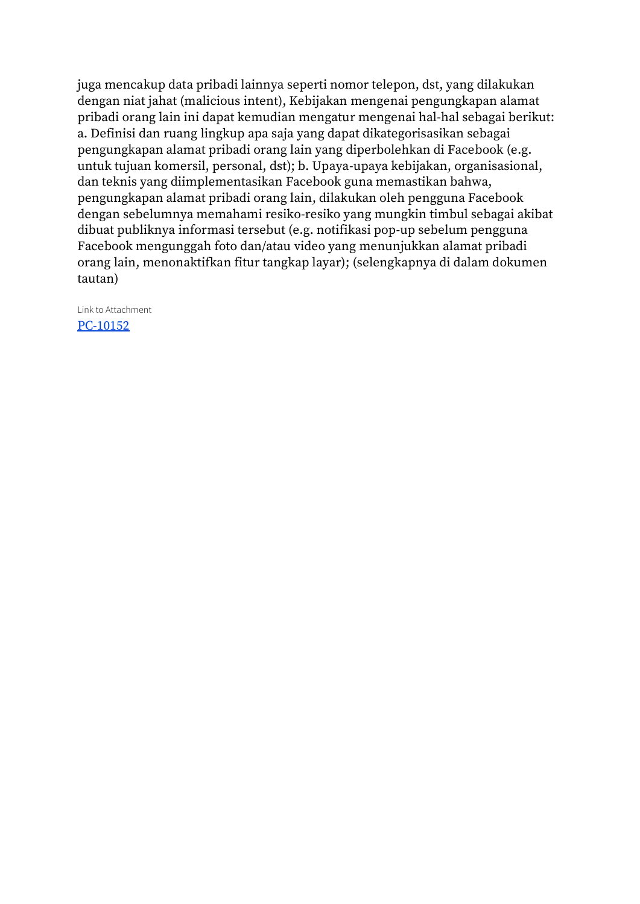juga mencakup data pribadi lainnya seperti nomor telepon, dst, yang dilakukan dengan niat jahat (malicious intent), Kebijakan mengenai pengungkapan alamat pribadi orang lain ini dapat kemudian mengatur mengenai hal-hal sebagai berikut: a. Definisi dan ruang lingkup apa saja yang dapat dikategorisasikan sebagai pengungkapan alamat pribadi orang lain yang diperbolehkan di Facebook (e.g. untuk tujuan komersil, personal, dst); b. Upaya-upaya kebijakan, organisasional, dan teknis yang diimplementasikan Facebook guna memastikan bahwa, pengungkapan alamat pribadi orang lain, dilakukan oleh pengguna Facebook dengan sebelumnya memahami resiko-resiko yang mungkin timbul sebagai akibat dibuat publiknya informasi tersebut (e.g. notifikasi pop-up sebelum pengguna Facebook mengunggah foto dan/atau video yang menunjukkan alamat pribadi orang lain, menonaktifkan fitur tangkap layar); (selengkapnya di dalam dokumen tautan)

Link to Attachment

PC-10152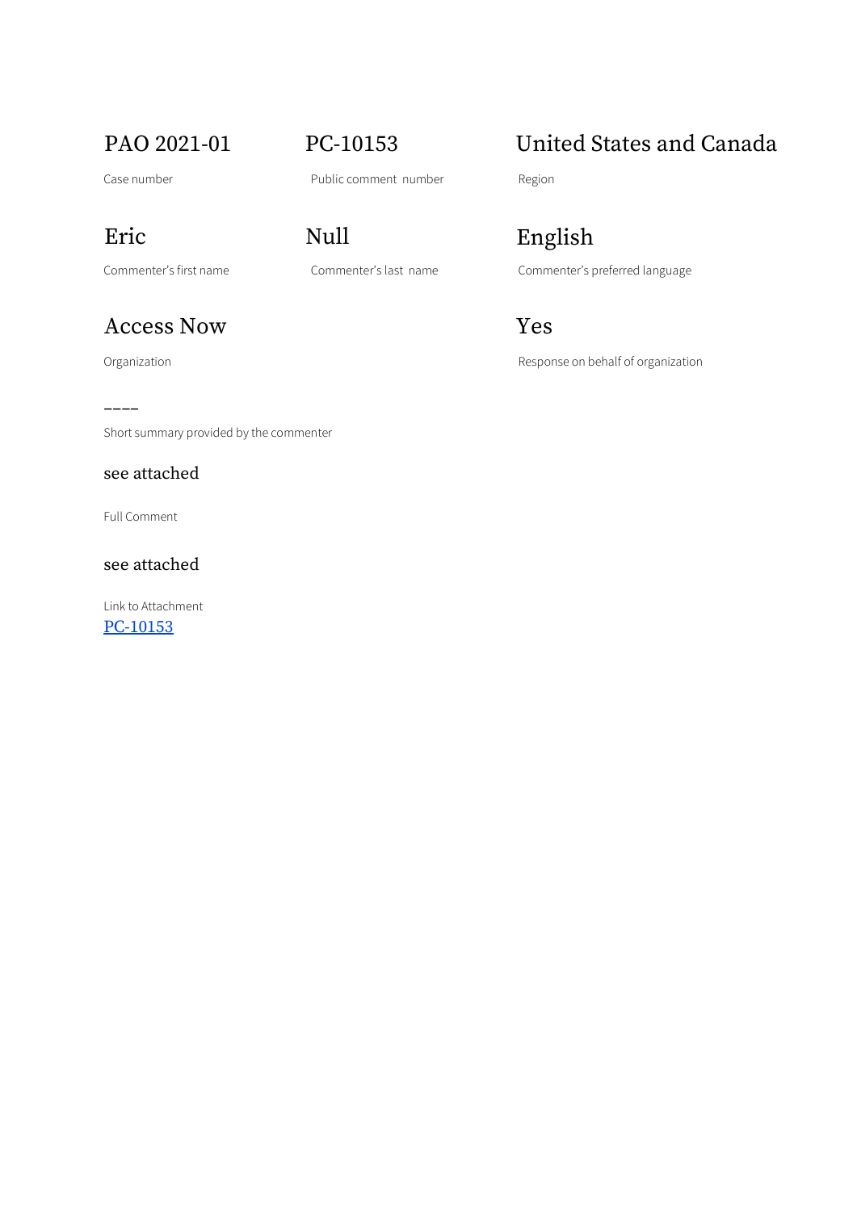PAO 2021-01

Case number

PC-10153

Public comment number

United States and Canada

Region

Eric

Commenter's first name

Null

Commenter's last name

English

Commenter's preferred language

Access Now

Organization

Yes

Response on behalf of organization

----

Short summary provided by the commenter

see attached

Full Comment

see attached

Link to Attachment

PC-10153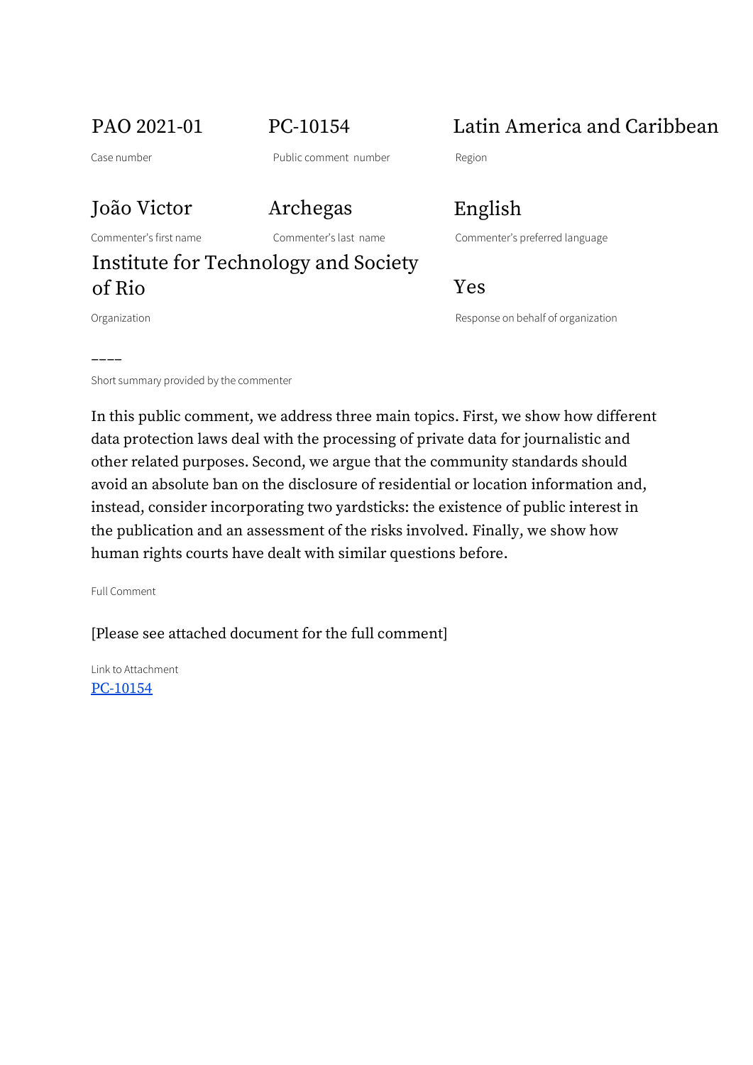PAO 2021-01

Case number

PC-10154

Public comment number

Latin America and Caribbean

Region

João Victor

Commenter's first name

Archegas

Commenter's last name

English

Commenter's preferred language

Institute for Technology and Society of Rio

Organization

Yes

Response on behalf of organization

––––

Short summary provided by the commenter

In this public comment, we address three main topics. First, we show how different data protection laws deal with the processing of private data for journalistic and other related purposes. Second, we argue that the community standards should avoid an absolute ban on the disclosure of residential or location information and, instead, consider incorporating two yardsticks: the existence of public interest in the publication and an assessment of the risks involved. Finally, we show how human rights courts have dealt with similar questions before.

Full Comment

[Please see attached document for the full comment]

Link to Attachment

PC-10154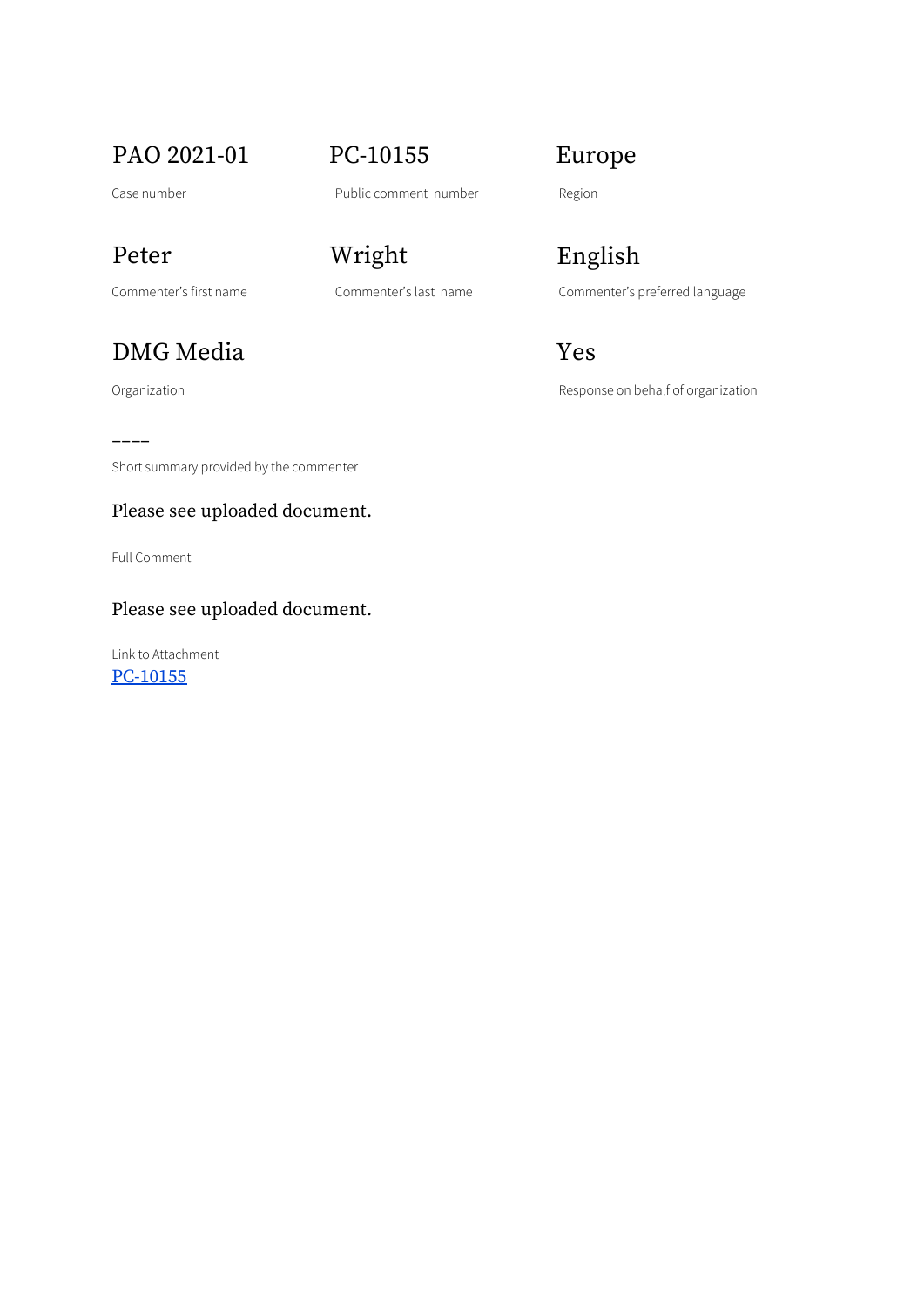PAO 2021-01

Case number

PC-10155

Public comment number

Europe

Region

Peter

Commenter's first name

Wright

Commenter's last name

English

Commenter's preferred language

DMG Media

Organization

Yes

Response on behalf of organization

––––

Short summary provided by the commenter

Please see uploaded document.

Full Comment

Please see uploaded document.

Link to Attachment

PC-10155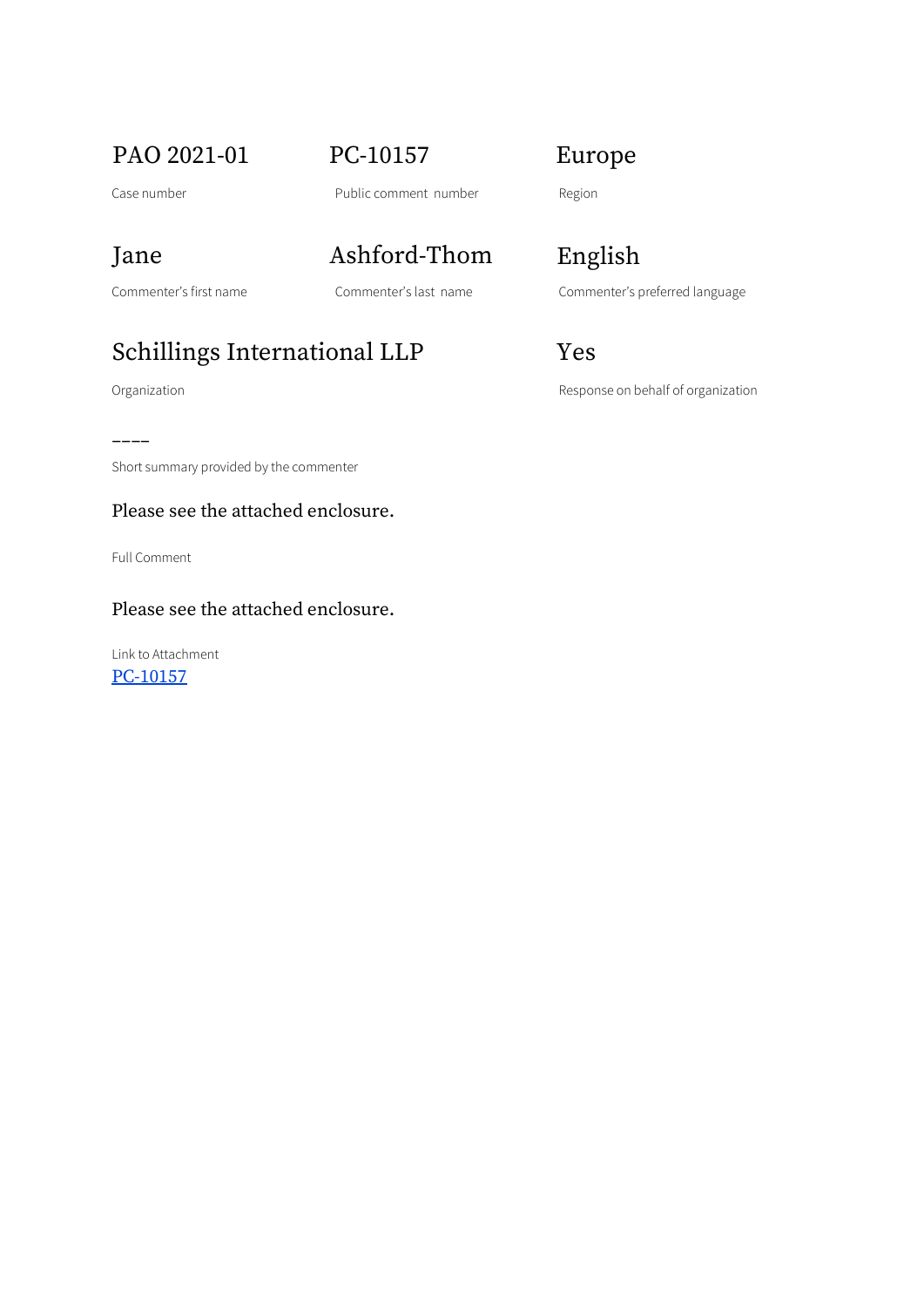PAO 2021-01

Case number

PC-10157

Public comment number

Europe

Region

Jane

Commenter's first name

Ashford-Thom

Commenter's last name

English

Commenter's preferred language

Schillings International LLP

Organization

Yes

Response on behalf of organization

----

Short summary provided by the commenter

Please see the attached enclosure.

Full Comment

Please see the attached enclosure.

Link to Attachment

[PC-10157]